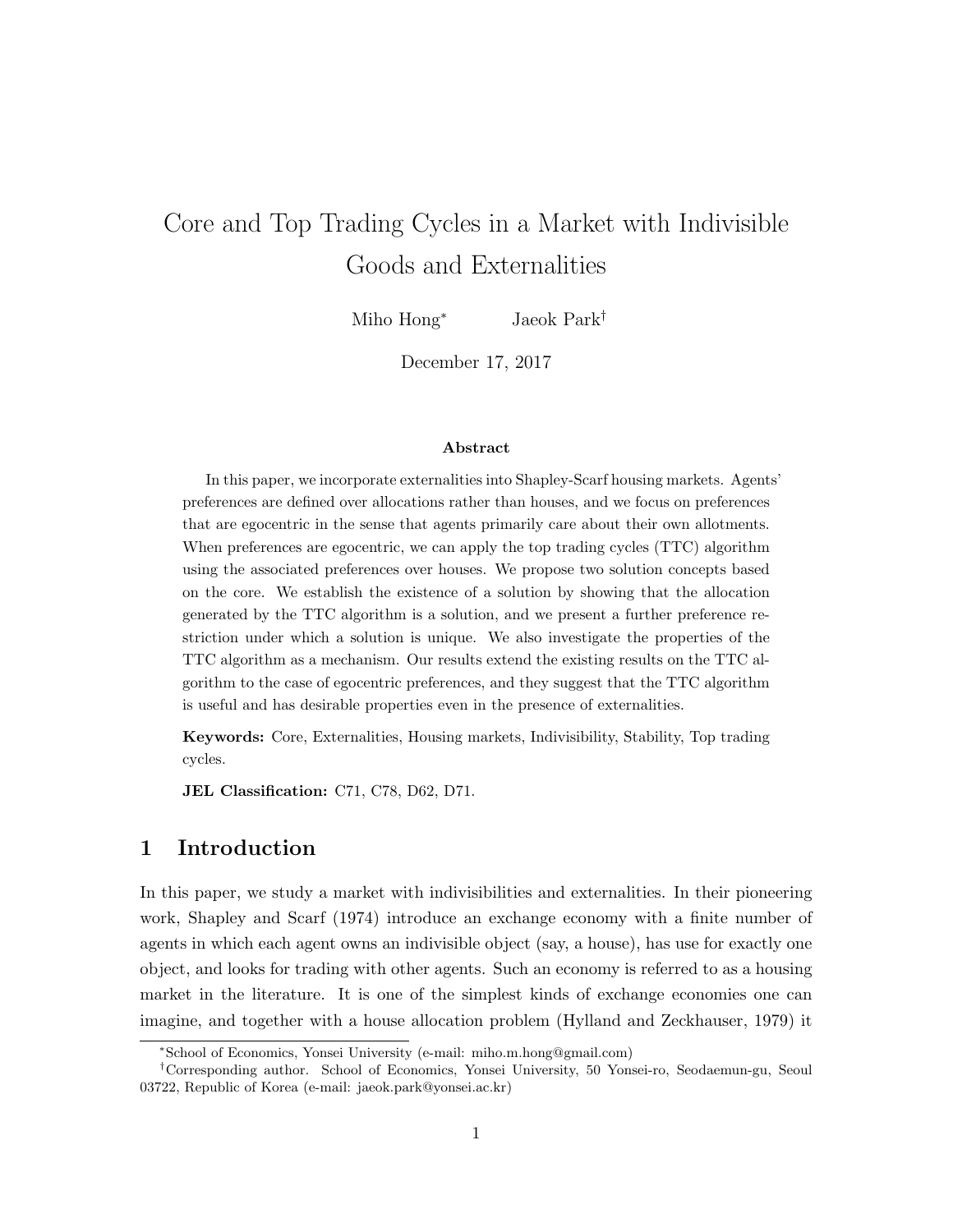# Core and Top Trading Cycles in a Market with Indivisible Goods and Externalities

Miho Hong[*] Jaeok Park[†]

December 17, 2017

**Abstract**

In this paper, we incorporate externalities into Shapley-Scarf housing markets. Agents' preferences are defined over allocations rather than houses, and we focus on preferences that are egocentric in the sense that agents primarily care about their own allotments. When preferences are egocentric, we can apply the top trading cycles (TTC) algorithm using the associated preferences over houses. We propose two solution concepts based on the core. We establish the existence of a solution by showing that the allocation generated by the TTC algorithm is a solution, and we present a further preference restriction under which a solution is unique. We also investigate the properties of the TTC algorithm as a mechanism. Our results extend the existing results on the TTC algorithm to the case of egocentric preferences, and they suggest that the TTC algorithm is useful and has desirable properties even in the presence of externalities.

**Keywords:** Core, Externalities, Housing markets, Indivisibility, Stability, Top trading cycles.

**JEL Classification:** C71, C78, D62, D71.

## 1 Introduction

In this paper, we study a market with indivisibilities and externalities. In their pioneering work, Shapley and Scarf (1974) introduce an exchange economy with a finite number of agents in which each agent owns an indivisible object (say, a house), has use for exactly one object, and looks for trading with other agents. Such an economy is referred to as a housing market in the literature. It is one of the simplest kinds of exchange economies one can imagine, and together with a house allocation problem (Hylland and Zeckhauser, 1979) it

[*] School of Economics, Yonsei University (e-mail: miho.m.hong@gmail.com)

[†] Corresponding author. School of Economics, Yonsei University, 50 Yonsei-ro, Seodaemun-gu, Seoul 03722, Republic of Korea (e-mail: jaeok.park@yonsei.ac.kr)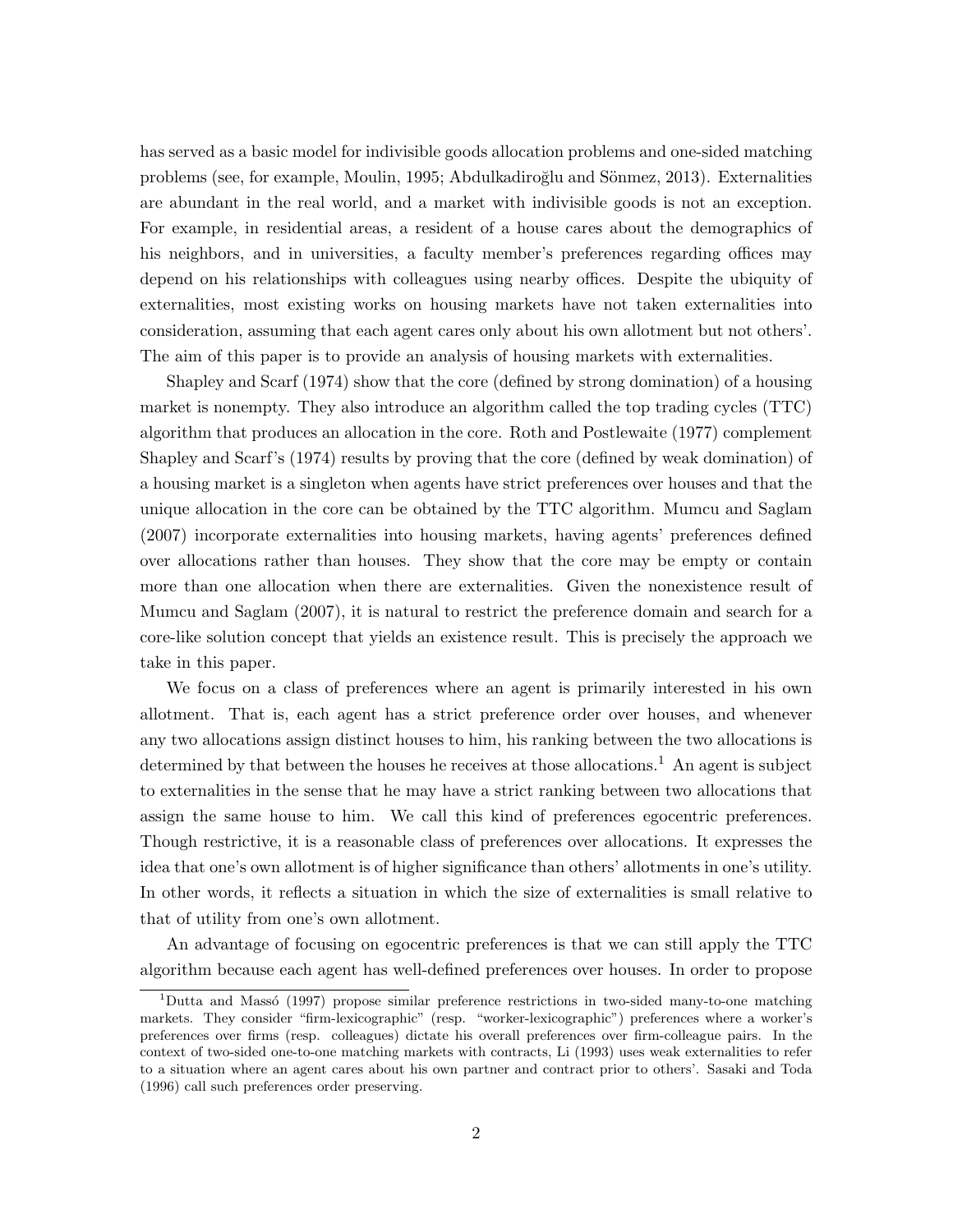has served as a basic model for indivisible goods allocation problems and one-sided matching problems (see, for example, Moulin, 1995; Abdulkadiroğlu and Sönmez, 2013). Externalities are abundant in the real world, and a market with indivisible goods is not an exception. For example, in residential areas, a resident of a house cares about the demographics of his neighbors, and in universities, a faculty member's preferences regarding offices may depend on his relationships with colleagues using nearby offices. Despite the ubiquity of externalities, most existing works on housing markets have not taken externalities into consideration, assuming that each agent cares only about his own allotment but not others'. The aim of this paper is to provide an analysis of housing markets with externalities.

Shapley and Scarf (1974) show that the core (defined by strong domination) of a housing market is nonempty. They also introduce an algorithm called the top trading cycles (TTC) algorithm that produces an allocation in the core. Roth and Postlewaite (1977) complement Shapley and Scarf's (1974) results by proving that the core (defined by weak domination) of a housing market is a singleton when agents have strict preferences over houses and that the unique allocation in the core can be obtained by the TTC algorithm. Mumcu and Saglam (2007) incorporate externalities into housing markets, having agents' preferences defined over allocations rather than houses. They show that the core may be empty or contain more than one allocation when there are externalities. Given the nonexistence result of Mumcu and Saglam (2007), it is natural to restrict the preference domain and search for a core-like solution concept that yields an existence result. This is precisely the approach we take in this paper.

We focus on a class of preferences where an agent is primarily interested in his own allotment. That is, each agent has a strict preference order over houses, and whenever any two allocations assign distinct houses to him, his ranking between the two allocations is determined by that between the houses he receives at those allocations.[1] An agent is subject to externalities in the sense that he may have a strict ranking between two allocations that assign the same house to him. We call this kind of preferences egocentric preferences. Though restrictive, it is a reasonable class of preferences over allocations. It expresses the idea that one's own allotment is of higher significance than others' allotments in one's utility. In other words, it reflects a situation in which the size of externalities is small relative to that of utility from one's own allotment.

An advantage of focusing on egocentric preferences is that we can still apply the TTC algorithm because each agent has well-defined preferences over houses. In order to propose

[1] Dutta and Massó (1997) propose similar preference restrictions in two-sided many-to-one matching markets. They consider "firm-lexicographic" (resp. "worker-lexicographic") preferences where a worker's preferences over firms (resp. colleagues) dictate his overall preferences over firm-colleague pairs. In the context of two-sided one-to-one matching markets with contracts, Li (1993) uses weak externalities to refer to a situation where an agent cares about his own partner and contract prior to others'. Sasaki and Toda (1996) call such preferences order preserving.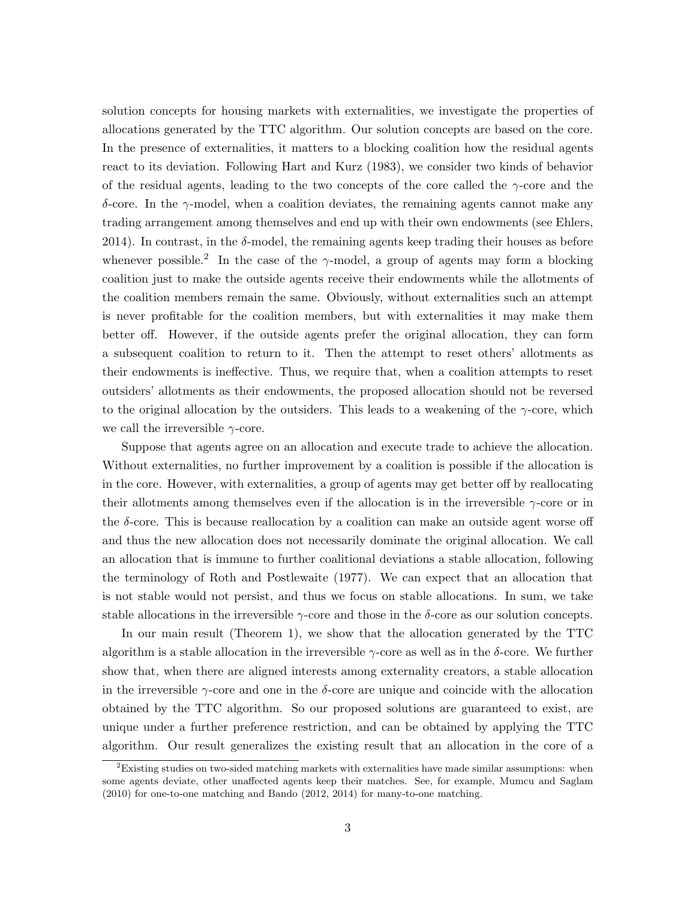solution concepts for housing markets with externalities, we investigate the properties of allocations generated by the TTC algorithm. Our solution concepts are based on the core. In the presence of externalities, it matters to a blocking coalition how the residual agents react to its deviation. Following Hart and Kurz (1983), we consider two kinds of behavior of the residual agents, leading to the two concepts of the core called the $\gamma$-core and the $\delta$-core. In the $\gamma$-model, when a coalition deviates, the remaining agents cannot make any trading arrangement among themselves and end up with their own endowments (see Ehlers, 2014). In contrast, in the $\delta$-model, the remaining agents keep trading their houses as before whenever possible.[2] In the case of the $\gamma$-model, a group of agents may form a blocking coalition just to make the outside agents receive their endowments while the allotments of the coalition members remain the same. Obviously, without externalities such an attempt is never profitable for the coalition members, but with externalities it may make them better off. However, if the outside agents prefer the original allocation, they can form a subsequent coalition to return to it. Then the attempt to reset others' allotments as their endowments is ineffective. Thus, we require that, when a coalition attempts to reset outsiders' allotments as their endowments, the proposed allocation should not be reversed to the original allocation by the outsiders. This leads to a weakening of the $\gamma$-core, which we call the irreversible $\gamma$-core.

Suppose that agents agree on an allocation and execute trade to achieve the allocation. Without externalities, no further improvement by a coalition is possible if the allocation is in the core. However, with externalities, a group of agents may get better off by reallocating their allotments among themselves even if the allocation is in the irreversible $\gamma$-core or in the $\delta$-core. This is because reallocation by a coalition can make an outside agent worse off and thus the new allocation does not necessarily dominate the original allocation. We call an allocation that is immune to further coalitional deviations a stable allocation, following the terminology of Roth and Postlewaite (1977). We can expect that an allocation that is not stable would not persist, and thus we focus on stable allocations. In sum, we take stable allocations in the irreversible $\gamma$-core and those in the $\delta$-core as our solution concepts.

In our main result (Theorem 1), we show that the allocation generated by the TTC algorithm is a stable allocation in the irreversible $\gamma$-core as well as in the $\delta$-core. We further show that, when there are aligned interests among externality creators, a stable allocation in the irreversible $\gamma$-core and one in the $\delta$-core are unique and coincide with the allocation obtained by the TTC algorithm. So our proposed solutions are guaranteed to exist, are unique under a further preference restriction, and can be obtained by applying the TTC algorithm. Our result generalizes the existing result that an allocation in the core of a

[2] Existing studies on two-sided matching markets with externalities have made similar assumptions: when some agents deviate, other unaffected agents keep their matches. See, for example, Mumcu and Saglam (2010) for one-to-one matching and Bando (2012, 2014) for many-to-one matching.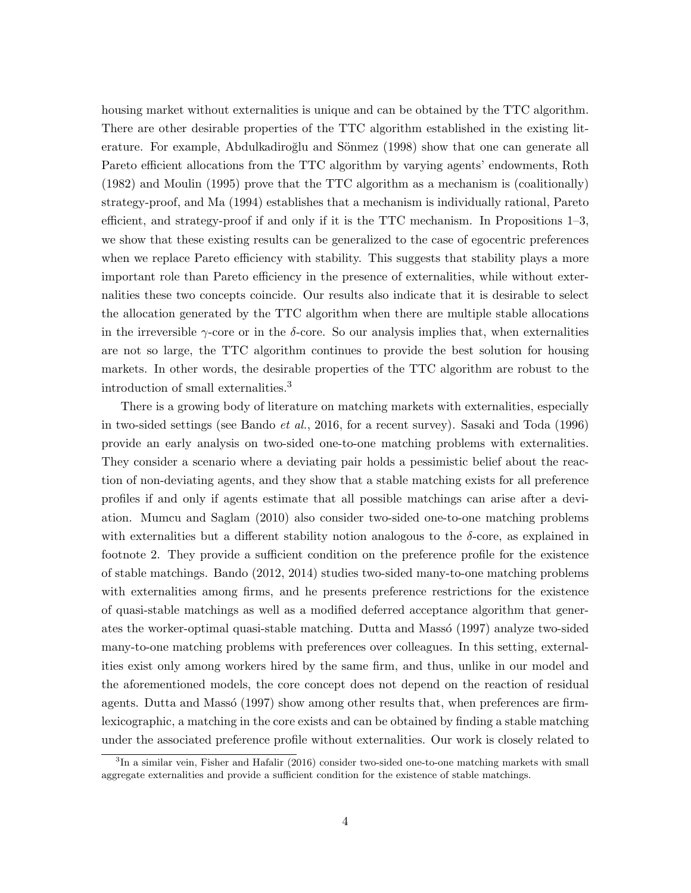housing market without externalities is unique and can be obtained by the TTC algorithm. There are other desirable properties of the TTC algorithm established in the existing literature. For example, Abdulkadiroğlu and Sönmez (1998) show that one can generate all Pareto efficient allocations from the TTC algorithm by varying agents' endowments, Roth (1982) and Moulin (1995) prove that the TTC algorithm as a mechanism is (coalitionally) strategy-proof, and Ma (1994) establishes that a mechanism is individually rational, Pareto efficient, and strategy-proof if and only if it is the TTC mechanism. In Propositions 1–3, we show that these existing results can be generalized to the case of egocentric preferences when we replace Pareto efficiency with stability. This suggests that stability plays a more important role than Pareto efficiency in the presence of externalities, while without externalities these two concepts coincide. Our results also indicate that it is desirable to select the allocation generated by the TTC algorithm when there are multiple stable allocations in the irreversible $\gamma$-core or in the $\delta$-core. So our analysis implies that, when externalities are not so large, the TTC algorithm continues to provide the best solution for housing markets. In other words, the desirable properties of the TTC algorithm are robust to the introduction of small externalities.[3]

There is a growing body of literature on matching markets with externalities, especially in two-sided settings (see Bando *et al.*, 2016, for a recent survey). Sasaki and Toda (1996) provide an early analysis on two-sided one-to-one matching problems with externalities. They consider a scenario where a deviating pair holds a pessimistic belief about the reaction of non-deviating agents, and they show that a stable matching exists for all preference profiles if and only if agents estimate that all possible matchings can arise after a deviation. Mumcu and Saglam (2010) also consider two-sided one-to-one matching problems with externalities but a different stability notion analogous to the $\delta$-core, as explained in footnote 2. They provide a sufficient condition on the preference profile for the existence of stable matchings. Bando (2012, 2014) studies two-sided many-to-one matching problems with externalities among firms, and he presents preference restrictions for the existence of quasi-stable matchings as well as a modified deferred acceptance algorithm that generates the worker-optimal quasi-stable matching. Dutta and Massó (1997) analyze two-sided many-to-one matching problems with preferences over colleagues. In this setting, externalities exist only among workers hired by the same firm, and thus, unlike in our model and the aforementioned models, the core concept does not depend on the reaction of residual agents. Dutta and Massó (1997) show among other results that, when preferences are firm-lexicographic, a matching in the core exists and can be obtained by finding a stable matching under the associated preference profile without externalities. Our work is closely related to

[3] In a similar vein, Fisher and Hafalir (2016) consider two-sided one-to-one matching markets with small aggregate externalities and provide a sufficient condition for the existence of stable matchings.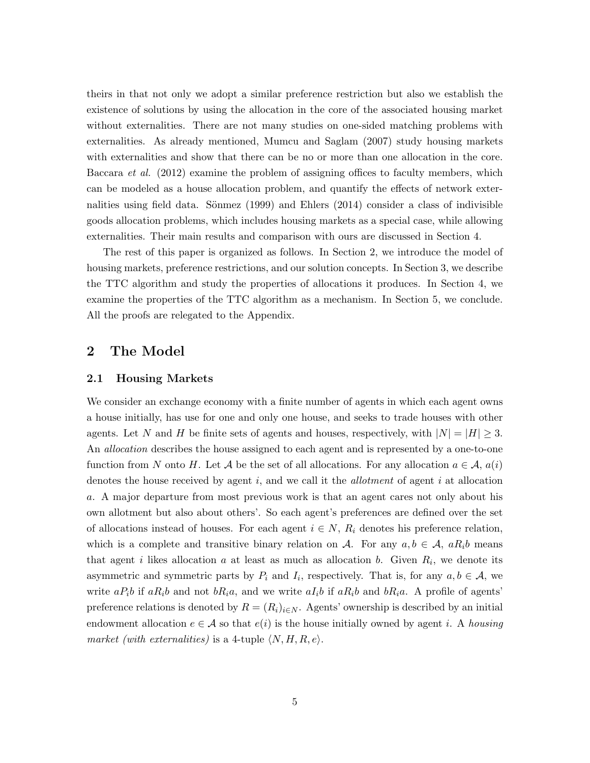theirs in that not only we adopt a similar preference restriction but also we establish the existence of solutions by using the allocation in the core of the associated housing market without externalities. There are not many studies on one-sided matching problems with externalities. As already mentioned, Mumcu and Saglam (2007) study housing markets with externalities and show that there can be no or more than one allocation in the core. Baccara *et al.* (2012) examine the problem of assigning offices to faculty members, which can be modeled as a house allocation problem, and quantify the effects of network externalities using field data. Sönmez (1999) and Ehlers (2014) consider a class of indivisible goods allocation problems, which includes housing markets as a special case, while allowing externalities. Their main results and comparison with ours are discussed in Section 4.

The rest of this paper is organized as follows. In Section 2, we introduce the model of housing markets, preference restrictions, and our solution concepts. In Section 3, we describe the TTC algorithm and study the properties of allocations it produces. In Section 4, we examine the properties of the TTC algorithm as a mechanism. In Section 5, we conclude. All the proofs are relegated to the Appendix.

## 2 The Model

### 2.1 Housing Markets

We consider an exchange economy with a finite number of agents in which each agent owns a house initially, has use for one and only one house, and seeks to trade houses with other agents. Let $N$ and $H$ be finite sets of agents and houses, respectively, with $|N| = |H| \geq 3$. An *allocation* describes the house assigned to each agent and is represented by a one-to-one function from $N$ onto $H$. Let $\mathcal{A}$ be the set of all allocations. For any allocation $a \in \mathcal{A}$, $a(i)$ denotes the house received by agent $i$, and we call it the *allotment* of agent $i$ at allocation $a$. A major departure from most previous work is that an agent cares not only about his own allotment but also about others'. So each agent's preferences are defined over the set of allocations instead of houses. For each agent $i \in N$, $R_i$ denotes his preference relation, which is a complete and transitive binary relation on $\mathcal{A}$. For any $a, b \in \mathcal{A}$, $aR_ib$ means that agent $i$ likes allocation $a$ at least as much as allocation $b$. Given $R_i$, we denote its asymmetric and symmetric parts by $P_i$ and $I_i$, respectively. That is, for any $a, b \in \mathcal{A}$, we write $aP_ib$ if $aR_ib$ and not $bR_ia$, and we write $aI_ib$ if $aR_ib$ and $bR_ia$. A profile of agents' preference relations is denoted by $R = (R_i)_{i \in N}$. Agents' ownership is described by an initial endowment allocation $e \in \mathcal{A}$ so that $e(i)$ is the house initially owned by agent $i$. A *housing market (with externalities)* is a 4-tuple $\langle N, H, R, e \rangle$.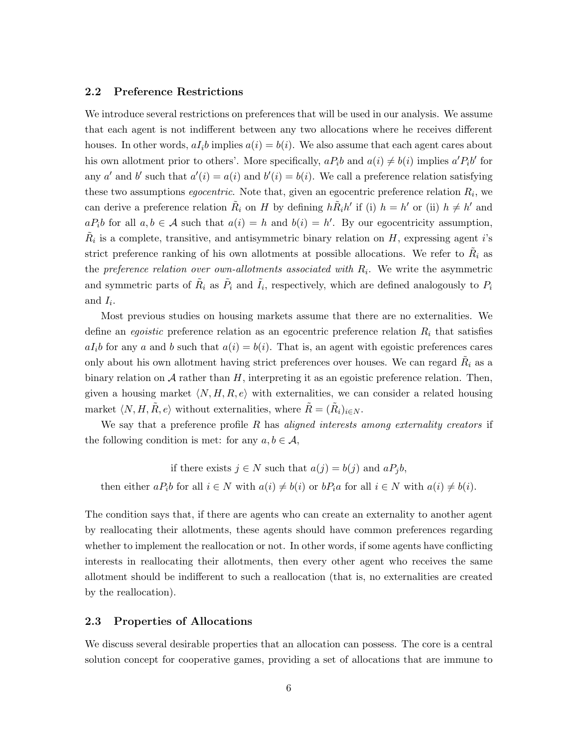### 2.2 Preference Restrictions

We introduce several restrictions on preferences that will be used in our analysis. We assume that each agent is not indifferent between any two allocations where he receives different houses. In other words, $aI_ib$ implies $a(i) = b(i)$. We also assume that each agent cares about his own allotment prior to others'. More specifically, $aP_ib$ and $a(i) \neq b(i)$ implies $a'P_ib'$ for any $a'$ and $b'$ such that $a'(i) = a(i)$ and $b'(i) = b(i)$. We call a preference relation satisfying these two assumptions *egocentric*. Note that, given an egocentric preference relation $R_i$, we can derive a preference relation $\tilde{R}_i$ on $H$ by defining $h\tilde{R}_ih'$ if (i) $h = h'$ or (ii) $h \neq h'$ and $aP_ib$ for all $a, b \in \mathcal{A}$ such that $a(i) = h$ and $b(i) = h'$. By our egocentricity assumption, $\tilde{R}_i$ is a complete, transitive, and antisymmetric binary relation on $H$, expressing agent $i$'s strict preference ranking of his own allotments at possible allocations. We refer to $\tilde{R}_i$ as the *preference relation over own-allotments associated with* $R_i$. We write the asymmetric and symmetric parts of $\tilde{R}_i$ as $\tilde{P}_i$ and $\tilde{I}_i$, respectively, which are defined analogously to $P_i$ and $I_i$.

Most previous studies on housing markets assume that there are no externalities. We define an *egoistic* preference relation as an egocentric preference relation $R_i$ that satisfies $aI_ib$ for any $a$ and $b$ such that $a(i) = b(i)$. That is, an agent with egoistic preferences cares only about his own allotment having strict preferences over houses. We can regard $\tilde{R}_i$ as a binary relation on $\mathcal{A}$ rather than $H$, interpreting it as an egoistic preference relation. Then, given a housing market $\langle N, H, R, e\rangle$ with externalities, we can consider a related housing market $\langle N, H, \tilde{R}, e\rangle$ without externalities, where $\tilde{R} = (\tilde{R}_i)_{i\in N}$.

We say that a preference profile $R$ has *aligned interests among externality creators* if the following condition is met: for any $a, b \in \mathcal{A}$,

$$\text{if there exists } j \in N \text{ such that } a(j) = b(j) \text{ and } aP_jb,$$
$$\text{then either } aP_ib \text{ for all } i \in N \text{ with } a(i) \neq b(i) \text{ or } bP_ia \text{ for all } i \in N \text{ with } a(i) \neq b(i).$$

The condition says that, if there are agents who can create an externality to another agent by reallocating their allotments, these agents should have common preferences regarding whether to implement the reallocation or not. In other words, if some agents have conflicting interests in reallocating their allotments, then every other agent who receives the same allotment should be indifferent to such a reallocation (that is, no externalities are created by the reallocation).

### 2.3 Properties of Allocations

We discuss several desirable properties that an allocation can possess. The core is a central solution concept for cooperative games, providing a set of allocations that are immune to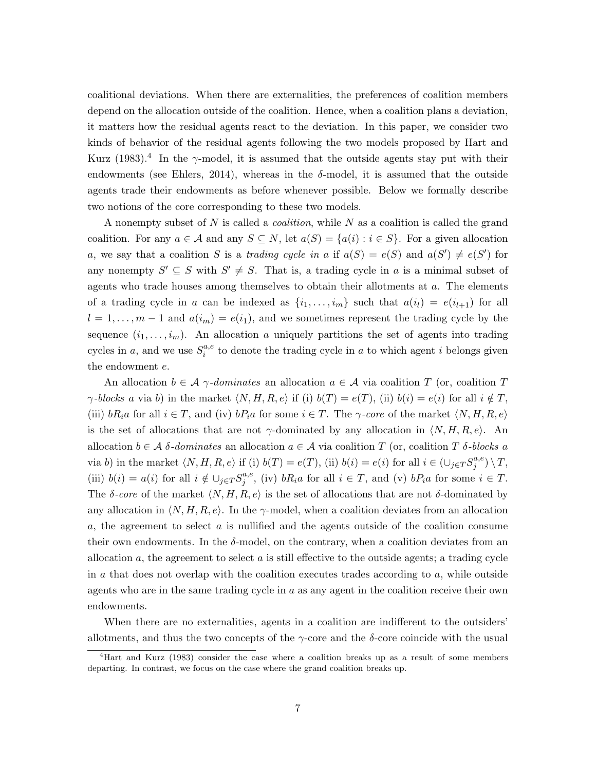coalitional deviations. When there are externalities, the preferences of coalition members depend on the allocation outside of the coalition. Hence, when a coalition plans a deviation, it matters how the residual agents react to the deviation. In this paper, we consider two kinds of behavior of the residual agents following the two models proposed by Hart and Kurz (1983).[4] In the $\gamma$-model, it is assumed that the outside agents stay put with their endowments (see Ehlers, 2014), whereas in the $\delta$-model, it is assumed that the outside agents trade their endowments as before whenever possible. Below we formally describe two notions of the core corresponding to these two models.

A nonempty subset of $N$ is called a *coalition*, while $N$ as a coalition is called the grand coalition. For any $a \in \mathcal{A}$ and any $S \subseteq N$, let $a(S) = \{a(i) : i \in S\}$. For a given allocation $a$, we say that a coalition $S$ is a *trading cycle in* $a$ if $a(S) = e(S)$ and $a(S') \neq e(S')$ for any nonempty $S' \subseteq S$ with $S' \neq S$. That is, a trading cycle in $a$ is a minimal subset of agents who trade houses among themselves to obtain their allotments at $a$. The elements of a trading cycle in $a$ can be indexed as $\{i_1, \ldots, i_m\}$ such that $a(i_l) = e(i_{l+1})$ for all $l = 1, \ldots, m-1$ and $a(i_m) = e(i_1)$, and we sometimes represent the trading cycle by the sequence $(i_1, \ldots, i_m)$. An allocation $a$ uniquely partitions the set of agents into trading cycles in $a$, and we use $S_i^{a,e}$ to denote the trading cycle in $a$ to which agent $i$ belongs given the endowment $e$.

An allocation $b \in \mathcal{A}$ *$\gamma$-dominates* an allocation $a \in \mathcal{A}$ via coalition $T$ (or, coalition $T$ *$\gamma$-blocks* $a$ via $b$) in the market $\langle N, H, R, e \rangle$ if (i) $b(T) = e(T)$, (ii) $b(i) = e(i)$ for all $i \notin T$, (iii) $bR_ia$ for all $i \in T$, and (iv) $bP_ia$ for some $i \in T$. The *$\gamma$-core* of the market $\langle N, H, R, e \rangle$ is the set of allocations that are not $\gamma$-dominated by any allocation in $\langle N, H, R, e \rangle$. An allocation $b \in \mathcal{A}$ *$\delta$-dominates* an allocation $a \in \mathcal{A}$ via coalition $T$ (or, coalition $T$ *$\delta$-blocks* $a$ via $b$) in the market $\langle N, H, R, e \rangle$ if (i) $b(T) = e(T)$, (ii) $b(i) = e(i)$ for all $i \in (\cup_{j \in T} S_j^{a,e}) \setminus T$, (iii) $b(i) = a(i)$ for all $i \notin \cup_{j \in T} S_j^{a,e}$, (iv) $bR_ia$ for all $i \in T$, and (v) $bP_ia$ for some $i \in T$. The *$\delta$-core* of the market $\langle N, H, R, e \rangle$ is the set of allocations that are not $\delta$-dominated by any allocation in $\langle N, H, R, e \rangle$. In the $\gamma$-model, when a coalition deviates from an allocation $a$, the agreement to select $a$ is nullified and the agents outside of the coalition consume their own endowments. In the $\delta$-model, on the contrary, when a coalition deviates from an allocation $a$, the agreement to select $a$ is still effective to the outside agents; a trading cycle in $a$ that does not overlap with the coalition executes trades according to $a$, while outside agents who are in the same trading cycle in $a$ as any agent in the coalition receive their own endowments.

When there are no externalities, agents in a coalition are indifferent to the outsiders' allotments, and thus the two concepts of the $\gamma$-core and the $\delta$-core coincide with the usual

[4] Hart and Kurz (1983) consider the case where a coalition breaks up as a result of some members departing. In contrast, we focus on the case where the grand coalition breaks up.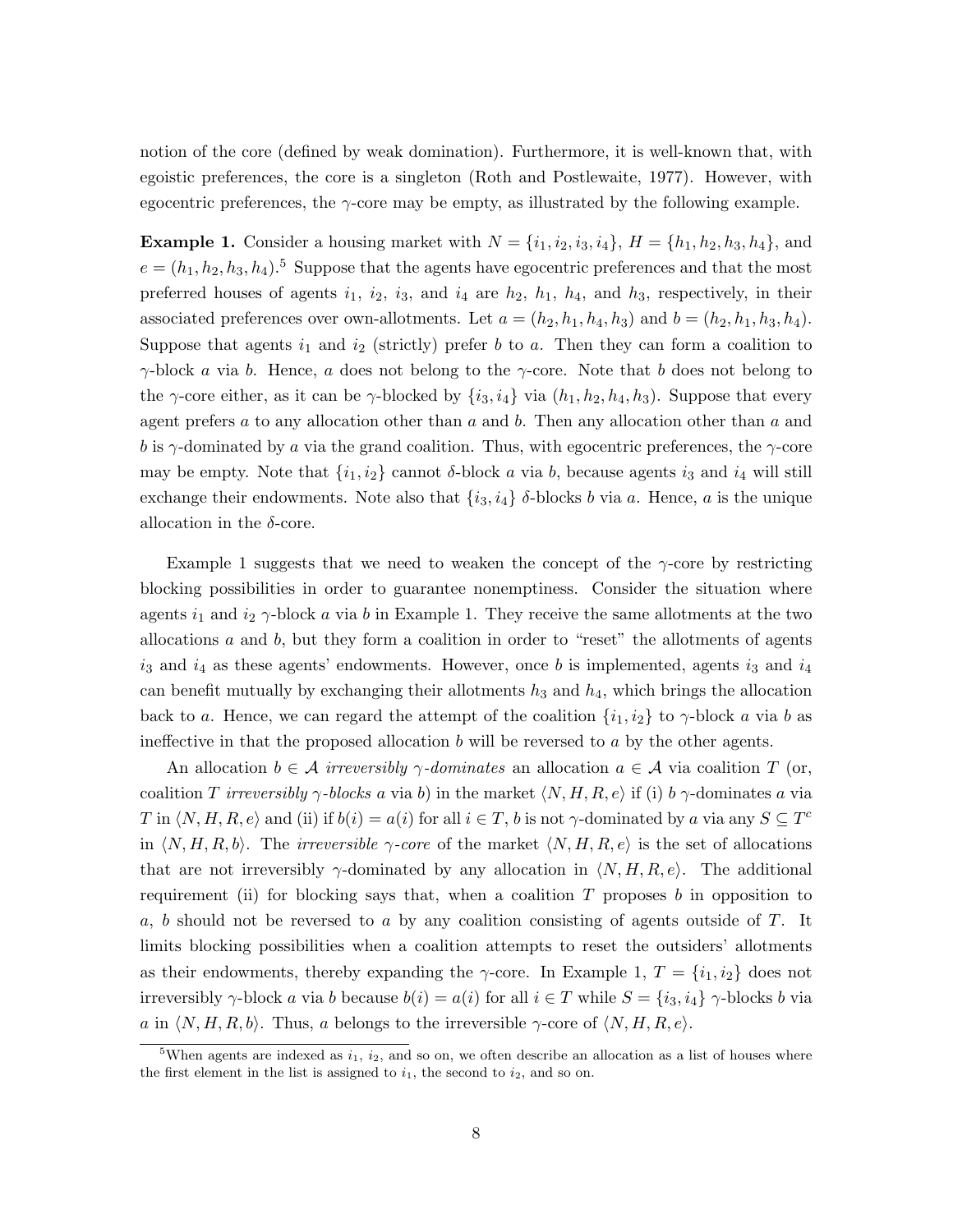notion of the core (defined by weak domination). Furthermore, it is well-known that, with egoistic preferences, the core is a singleton (Roth and Postlewaite, 1977). However, with egocentric preferences, the $\gamma$-core may be empty, as illustrated by the following example.

**Example 1.** Consider a housing market with $N = \{i_1, i_2, i_3, i_4\}$, $H = \{h_1, h_2, h_3, h_4\}$, and $e = (h_1, h_2, h_3, h_4)$.[5] Suppose that the agents have egocentric preferences and that the most preferred houses of agents $i_1$, $i_2$, $i_3$, and $i_4$ are $h_2$, $h_1$, $h_4$, and $h_3$, respectively, in their associated preferences over own-allotments. Let $a = (h_2, h_1, h_4, h_3)$ and $b = (h_2, h_1, h_3, h_4)$. Suppose that agents $i_1$ and $i_2$ (strictly) prefer $b$ to $a$. Then they can form a coalition to $\gamma$-block $a$ via $b$. Hence, $a$ does not belong to the $\gamma$-core. Note that $b$ does not belong to the $\gamma$-core either, as it can be $\gamma$-blocked by $\{i_3, i_4\}$ via $(h_1, h_2, h_4, h_3)$. Suppose that every agent prefers $a$ to any allocation other than $a$ and $b$. Then any allocation other than $a$ and $b$ is $\gamma$-dominated by $a$ via the grand coalition. Thus, with egocentric preferences, the $\gamma$-core may be empty. Note that $\{i_1, i_2\}$ cannot $\delta$-block $a$ via $b$, because agents $i_3$ and $i_4$ will still exchange their endowments. Note also that $\{i_3, i_4\}$ $\delta$-blocks $b$ via $a$. Hence, $a$ is the unique allocation in the $\delta$-core.

Example 1 suggests that we need to weaken the concept of the $\gamma$-core by restricting blocking possibilities in order to guarantee nonemptiness. Consider the situation where agents $i_1$ and $i_2$ $\gamma$-block $a$ via $b$ in Example 1. They receive the same allotments at the two allocations $a$ and $b$, but they form a coalition in order to "reset" the allotments of agents $i_3$ and $i_4$ as these agents' endowments. However, once $b$ is implemented, agents $i_3$ and $i_4$ can benefit mutually by exchanging their allotments $h_3$ and $h_4$, which brings the allocation back to $a$. Hence, we can regard the attempt of the coalition $\{i_1, i_2\}$ to $\gamma$-block $a$ via $b$ as ineffective in that the proposed allocation $b$ will be reversed to $a$ by the other agents.

An allocation $b \in \mathcal{A}$ *irreversibly $\gamma$-dominates* an allocation $a \in \mathcal{A}$ via coalition $T$ (or, coalition $T$ *irreversibly $\gamma$-blocks* $a$ via $b$) in the market $\langle N, H, R, e\rangle$ if (i) $b$ $\gamma$-dominates $a$ via $T$ in $\langle N, H, R, e\rangle$ and (ii) if $b(i) = a(i)$ for all $i \in T$, $b$ is not $\gamma$-dominated by $a$ via any $S \subseteq T^c$ in $\langle N, H, R, b\rangle$. The *irreversible $\gamma$-core* of the market $\langle N, H, R, e\rangle$ is the set of allocations that are not irreversibly $\gamma$-dominated by any allocation in $\langle N, H, R, e\rangle$. The additional requirement (ii) for blocking says that, when a coalition $T$ proposes $b$ in opposition to $a$, $b$ should not be reversed to $a$ by any coalition consisting of agents outside of $T$. It limits blocking possibilities when a coalition attempts to reset the outsiders' allotments as their endowments, thereby expanding the $\gamma$-core. In Example 1, $T = \{i_1, i_2\}$ does not irreversibly $\gamma$-block $a$ via $b$ because $b(i) = a(i)$ for all $i \in T$ while $S = \{i_3, i_4\}$ $\gamma$-blocks $b$ via $a$ in $\langle N, H, R, b\rangle$. Thus, $a$ belongs to the irreversible $\gamma$-core of $\langle N, H, R, e\rangle$.

[5] When agents are indexed as $i_1$, $i_2$, and so on, we often describe an allocation as a list of houses where the first element in the list is assigned to $i_1$, the second to $i_2$, and so on.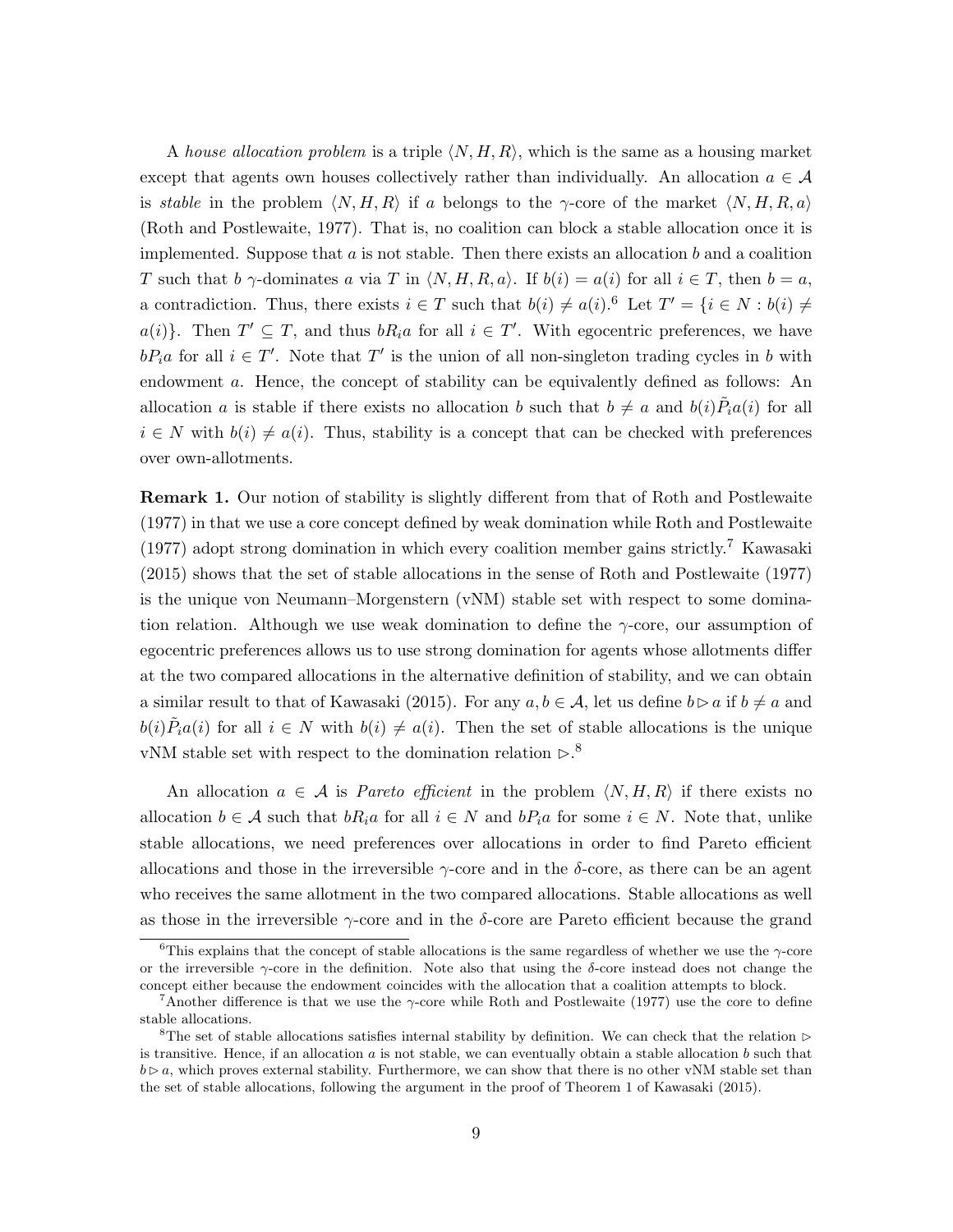A *house allocation problem* is a triple $\langle N, H, R\rangle$, which is the same as a housing market except that agents own houses collectively rather than individually. An allocation $a \in \mathcal{A}$ is *stable* in the problem $\langle N, H, R\rangle$ if $a$ belongs to the $\gamma$-core of the market $\langle N, H, R, a\rangle$ (Roth and Postlewaite, 1977). That is, no coalition can block a stable allocation once it is implemented. Suppose that $a$ is not stable. Then there exists an allocation $b$ and a coalition $T$ such that $b$ $\gamma$-dominates $a$ via $T$ in $\langle N, H, R, a\rangle$. If $b(i) = a(i)$ for all $i \in T$, then $b = a$, a contradiction. Thus, there exists $i \in T$ such that $b(i) \neq a(i)$.[6] Let $T' = \{i \in N : b(i) \neq a(i)\}$. Then $T' \subseteq T$, and thus $bR_ia$ for all $i \in T'$. With egocentric preferences, we have $bP_ia$ for all $i \in T'$. Note that $T'$ is the union of all non-singleton trading cycles in $b$ with endowment $a$. Hence, the concept of stability can be equivalently defined as follows: An allocation $a$ is stable if there exists no allocation $b$ such that $b \neq a$ and $b(i)\tilde{P}_ia(i)$ for all $i \in N$ with $b(i) \neq a(i)$. Thus, stability is a concept that can be checked with preferences over own-allotments.

**Remark 1.** Our notion of stability is slightly different from that of Roth and Postlewaite (1977) in that we use a core concept defined by weak domination while Roth and Postlewaite (1977) adopt strong domination in which every coalition member gains strictly.[7] Kawasaki (2015) shows that the set of stable allocations in the sense of Roth and Postlewaite (1977) is the unique von Neumann–Morgenstern (vNM) stable set with respect to some domination relation. Although we use weak domination to define the $\gamma$-core, our assumption of egocentric preferences allows us to use strong domination for agents whose allotments differ at the two compared allocations in the alternative definition of stability, and we can obtain a similar result to that of Kawasaki (2015). For any $a, b \in \mathcal{A}$, let us define $b \rhd a$ if $b \neq a$ and $b(i)\tilde{P}_ia(i)$ for all $i \in N$ with $b(i) \neq a(i)$. Then the set of stable allocations is the unique vNM stable set with respect to the domination relation $\rhd$.[8]

An allocation $a \in \mathcal{A}$ is *Pareto efficient* in the problem $\langle N, H, R\rangle$ if there exists no allocation $b \in \mathcal{A}$ such that $bR_ia$ for all $i \in N$ and $bP_ia$ for some $i \in N$. Note that, unlike stable allocations, we need preferences over allocations in order to find Pareto efficient allocations and those in the irreversible $\gamma$-core and in the $\delta$-core, as there can be an agent who receives the same allotment in the two compared allocations. Stable allocations as well as those in the irreversible $\gamma$-core and in the $\delta$-core are Pareto efficient because the grand

---

[6] This explains that the concept of stable allocations is the same regardless of whether we use the $\gamma$-core or the irreversible $\gamma$-core in the definition. Note also that using the $\delta$-core instead does not change the concept either because the endowment coincides with the allocation that a coalition attempts to block.

[7] Another difference is that we use the $\gamma$-core while Roth and Postlewaite (1977) use the core to define stable allocations.

[8] The set of stable allocations satisfies internal stability by definition. We can check that the relation $\rhd$ is transitive. Hence, if an allocation $a$ is not stable, we can eventually obtain a stable allocation $b$ such that $b \rhd a$, which proves external stability. Furthermore, we can show that there is no other vNM stable set than the set of stable allocations, following the argument in the proof of Theorem 1 of Kawasaki (2015).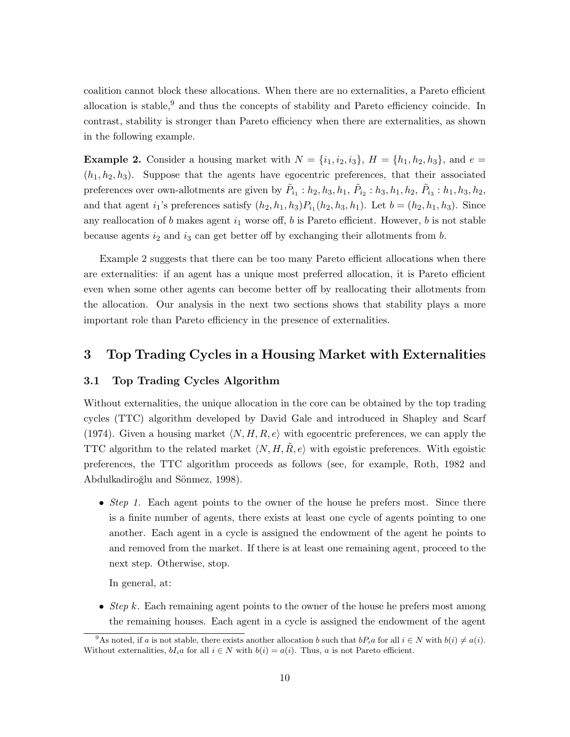coalition cannot block these allocations. When there are no externalities, a Pareto efficient allocation is stable,[9] and thus the concepts of stability and Pareto efficiency coincide. In contrast, stability is stronger than Pareto efficiency when there are externalities, as shown in the following example.

**Example 2.** Consider a housing market with $N = \{i_1, i_2, i_3\}$, $H = \{h_1, h_2, h_3\}$, and $e = (h_1, h_2, h_3)$. Suppose that the agents have egocentric preferences, that their associated preferences over own-allotments are given by $\tilde{P}_{i_1} : h_2, h_3, h_1$, $\tilde{P}_{i_2} : h_3, h_1, h_2$, $\tilde{P}_{i_3} : h_1, h_3, h_2$, and that agent $i_1$'s preferences satisfy $(h_2, h_1, h_3) P_{i_1} (h_2, h_3, h_1)$. Let $b = (h_2, h_1, h_3)$. Since any reallocation of $b$ makes agent $i_1$ worse off, $b$ is Pareto efficient. However, $b$ is not stable because agents $i_2$ and $i_3$ can get better off by exchanging their allotments from $b$.

Example 2 suggests that there can be too many Pareto efficient allocations when there are externalities: if an agent has a unique most preferred allocation, it is Pareto efficient even when some other agents can become better off by reallocating their allotments from the allocation. Our analysis in the next two sections shows that stability plays a more important role than Pareto efficiency in the presence of externalities.

## 3 Top Trading Cycles in a Housing Market with Externalities

### 3.1 Top Trading Cycles Algorithm

Without externalities, the unique allocation in the core can be obtained by the top trading cycles (TTC) algorithm developed by David Gale and introduced in Shapley and Scarf (1974). Given a housing market $\langle N, H, R, e \rangle$ with egocentric preferences, we can apply the TTC algorithm to the related market $\langle N, H, \tilde{R}, e \rangle$ with egoistic preferences. With egoistic preferences, the TTC algorithm proceeds as follows (see, for example, Roth, 1982 and Abdulkadiroğlu and Sönmez, 1998).

- *Step 1.* Each agent points to the owner of the house he prefers most. Since there is a finite number of agents, there exists at least one cycle of agents pointing to one another. Each agent in a cycle is assigned the endowment of the agent he points to and removed from the market. If there is at least one remaining agent, proceed to the next step. Otherwise, stop.

  In general, at:

- *Step k.* Each remaining agent points to the owner of the house he prefers most among the remaining houses. Each agent in a cycle is assigned the endowment of the agent

[9] As noted, if $a$ is not stable, there exists another allocation $b$ such that $bP_ia$ for all $i \in N$ with $b(i) \neq a(i)$. Without externalities, $bI_ia$ for all $i \in N$ with $b(i) = a(i)$. Thus, $a$ is not Pareto efficient.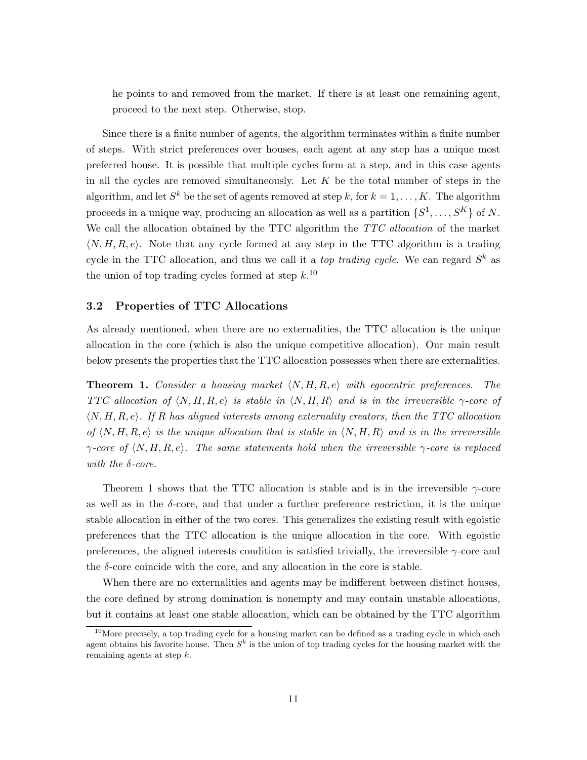he points to and removed from the market. If there is at least one remaining agent, proceed to the next step. Otherwise, stop.

Since there is a finite number of agents, the algorithm terminates within a finite number of steps. With strict preferences over houses, each agent at any step has a unique most preferred house. It is possible that multiple cycles form at a step, and in this case agents in all the cycles are removed simultaneously. Let $K$ be the total number of steps in the algorithm, and let $S^k$ be the set of agents removed at step $k$, for $k = 1, \ldots, K$. The algorithm proceeds in a unique way, producing an allocation as well as a partition $\{S^1, \ldots, S^K\}$ of $N$. We call the allocation obtained by the TTC algorithm the *TTC allocation* of the market $\langle N, H, R, e \rangle$. Note that any cycle formed at any step in the TTC algorithm is a trading cycle in the TTC allocation, and thus we call it a *top trading cycle*. We can regard $S^k$ as the union of top trading cycles formed at step $k$.[10]

### 3.2 Properties of TTC Allocations

As already mentioned, when there are no externalities, the TTC allocation is the unique allocation in the core (which is also the unique competitive allocation). Our main result below presents the properties that the TTC allocation possesses when there are externalities.

**Theorem 1.** *Consider a housing market $\langle N, H, R, e \rangle$ with egocentric preferences. The TTC allocation of $\langle N, H, R, e \rangle$ is stable in $\langle N, H, R \rangle$ and is in the irreversible $\gamma$-core of $\langle N, H, R, e \rangle$. If $R$ has aligned interests among externality creators, then the TTC allocation of $\langle N, H, R, e \rangle$ is the unique allocation that is stable in $\langle N, H, R \rangle$ and is in the irreversible $\gamma$-core of $\langle N, H, R, e \rangle$. The same statements hold when the irreversible $\gamma$-core is replaced with the $\delta$-core.*

Theorem 1 shows that the TTC allocation is stable and is in the irreversible $\gamma$-core as well as in the $\delta$-core, and that under a further preference restriction, it is the unique stable allocation in either of the two cores. This generalizes the existing result with egoistic preferences that the TTC allocation is the unique allocation in the core. With egoistic preferences, the aligned interests condition is satisfied trivially, the irreversible $\gamma$-core and the $\delta$-core coincide with the core, and any allocation in the core is stable.

When there are no externalities and agents may be indifferent between distinct houses, the core defined by strong domination is nonempty and may contain unstable allocations, but it contains at least one stable allocation, which can be obtained by the TTC algorithm

[10] More precisely, a top trading cycle for a housing market can be defined as a trading cycle in which each agent obtains his favorite house. Then $S^k$ is the union of top trading cycles for the housing market with the remaining agents at step $k$.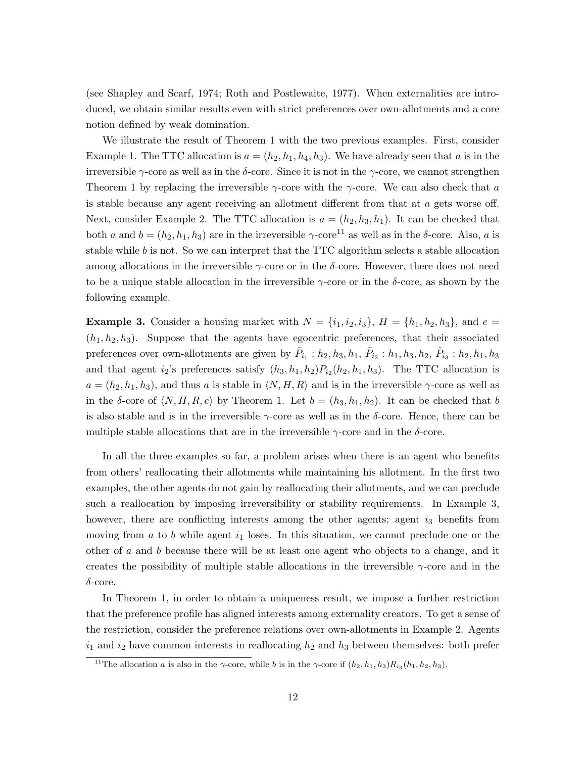(see Shapley and Scarf, 1974; Roth and Postlewaite, 1977). When externalities are introduced, we obtain similar results even with strict preferences over own-allotments and a core notion defined by weak domination.

We illustrate the result of Theorem 1 with the two previous examples. First, consider Example 1. The TTC allocation is $a = (h_2, h_1, h_4, h_3)$. We have already seen that $a$ is in the irreversible $\gamma$-core as well as in the $\delta$-core. Since it is not in the $\gamma$-core, we cannot strengthen Theorem 1 by replacing the irreversible $\gamma$-core with the $\gamma$-core. We can also check that $a$ is stable because any agent receiving an allotment different from that at $a$ gets worse off. Next, consider Example 2. The TTC allocation is $a = (h_2, h_3, h_1)$. It can be checked that both $a$ and $b = (h_2, h_1, h_3)$ are in the irreversible $\gamma$-core[11] as well as in the $\delta$-core. Also, $a$ is stable while $b$ is not. So we can interpret that the TTC algorithm selects a stable allocation among allocations in the irreversible $\gamma$-core or in the $\delta$-core. However, there does not need to be a unique stable allocation in the irreversible $\gamma$-core or in the $\delta$-core, as shown by the following example.

**Example 3.** Consider a housing market with $N = \{i_1, i_2, i_3\}$, $H = \{h_1, h_2, h_3\}$, and $e = (h_1, h_2, h_3)$. Suppose that the agents have egocentric preferences, that their associated preferences over own-allotments are given by $\tilde{P}_{i_1} : h_2, h_3, h_1$, $\tilde{P}_{i_2} : h_1, h_3, h_2$, $\tilde{P}_{i_3} : h_2, h_1, h_3$ and that agent $i_2$'s preferences satisfy $(h_3, h_1, h_2) P_{i_2} (h_2, h_1, h_3)$. The TTC allocation is $a = (h_2, h_1, h_3)$, and thus $a$ is stable in $\langle N, H, R \rangle$ and is in the irreversible $\gamma$-core as well as in the $\delta$-core of $\langle N, H, R, e \rangle$ by Theorem 1. Let $b = (h_3, h_1, h_2)$. It can be checked that $b$ is also stable and is in the irreversible $\gamma$-core as well as in the $\delta$-core. Hence, there can be multiple stable allocations that are in the irreversible $\gamma$-core and in the $\delta$-core.

In all the three examples so far, a problem arises when there is an agent who benefits from others' reallocating their allotments while maintaining his allotment. In the first two examples, the other agents do not gain by reallocating their allotments, and we can preclude such a reallocation by imposing irreversibility or stability requirements. In Example 3, however, there are conflicting interests among the other agents; agent $i_3$ benefits from moving from $a$ to $b$ while agent $i_1$ loses. In this situation, we cannot preclude one or the other of $a$ and $b$ because there will be at least one agent who objects to a change, and it creates the possibility of multiple stable allocations in the irreversible $\gamma$-core and in the $\delta$-core.

In Theorem 1, in order to obtain a uniqueness result, we impose a further restriction that the preference profile has aligned interests among externality creators. To get a sense of the restriction, consider the preference relations over own-allotments in Example 2. Agents $i_1$ and $i_2$ have common interests in reallocating $h_2$ and $h_3$ between themselves: both prefer

[11] The allocation $a$ is also in the $\gamma$-core, while $b$ is in the $\gamma$-core if $(h_2, h_1, h_3) R_{i_3} (h_1, h_2, h_3)$.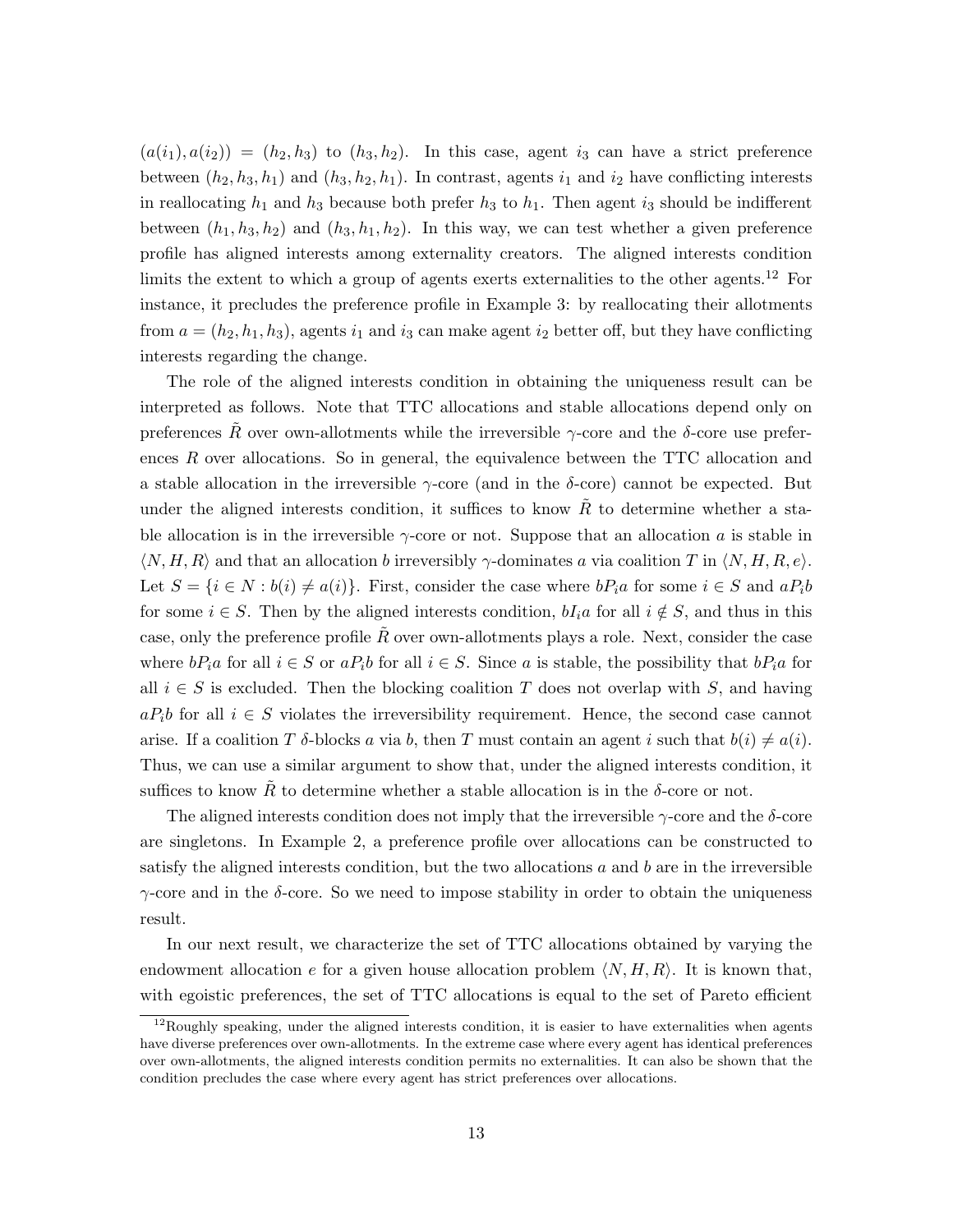$(a(i_1), a(i_2)) = (h_2, h_3)$ to $(h_3, h_2)$. In this case, agent $i_3$ can have a strict preference between $(h_2, h_3, h_1)$ and $(h_3, h_2, h_1)$. In contrast, agents $i_1$ and $i_2$ have conflicting interests in reallocating $h_1$ and $h_3$ because both prefer $h_3$ to $h_1$. Then agent $i_3$ should be indifferent between $(h_1, h_3, h_2)$ and $(h_3, h_1, h_2)$. In this way, we can test whether a given preference profile has aligned interests among externality creators. The aligned interests condition limits the extent to which a group of agents exerts externalities to the other agents.[12] For instance, it precludes the preference profile in Example 3: by reallocating their allotments from $a = (h_2, h_1, h_3)$, agents $i_1$ and $i_3$ can make agent $i_2$ better off, but they have conflicting interests regarding the change.

The role of the aligned interests condition in obtaining the uniqueness result can be interpreted as follows. Note that TTC allocations and stable allocations depend only on preferences $\tilde{R}$ over own-allotments while the irreversible $\gamma$-core and the $\delta$-core use preferences $R$ over allocations. So in general, the equivalence between the TTC allocation and a stable allocation in the irreversible $\gamma$-core (and in the $\delta$-core) cannot be expected. But under the aligned interests condition, it suffices to know $\tilde{R}$ to determine whether a stable allocation is in the irreversible $\gamma$-core or not. Suppose that an allocation $a$ is stable in $\langle N, H, R \rangle$ and that an allocation $b$ irreversibly $\gamma$-dominates $a$ via coalition $T$ in $\langle N, H, R, e \rangle$. Let $S = \{i \in N : b(i) \neq a(i)\}$. First, consider the case where $bP_i a$ for some $i \in S$ and $aP_i b$ for some $i \in S$. Then by the aligned interests condition, $bI_i a$ for all $i \notin S$, and thus in this case, only the preference profile $\tilde{R}$ over own-allotments plays a role. Next, consider the case where $bP_i a$ for all $i \in S$ or $aP_i b$ for all $i \in S$. Since $a$ is stable, the possibility that $bP_i a$ for all $i \in S$ is excluded. Then the blocking coalition $T$ does not overlap with $S$, and having $aP_i b$ for all $i \in S$ violates the irreversibility requirement. Hence, the second case cannot arise. If a coalition $T$ $\delta$-blocks $a$ via $b$, then $T$ must contain an agent $i$ such that $b(i) \neq a(i)$. Thus, we can use a similar argument to show that, under the aligned interests condition, it suffices to know $\tilde{R}$ to determine whether a stable allocation is in the $\delta$-core or not.

The aligned interests condition does not imply that the irreversible $\gamma$-core and the $\delta$-core are singletons. In Example 2, a preference profile over allocations can be constructed to satisfy the aligned interests condition, but the two allocations $a$ and $b$ are in the irreversible $\gamma$-core and in the $\delta$-core. So we need to impose stability in order to obtain the uniqueness result.

In our next result, we characterize the set of TTC allocations obtained by varying the endowment allocation $e$ for a given house allocation problem $\langle N, H, R \rangle$. It is known that, with egoistic preferences, the set of TTC allocations is equal to the set of Pareto efficient

[12] Roughly speaking, under the aligned interests condition, it is easier to have externalities when agents have diverse preferences over own-allotments. In the extreme case where every agent has identical preferences over own-allotments, the aligned interests condition permits no externalities. It can also be shown that the condition precludes the case where every agent has strict preferences over allocations.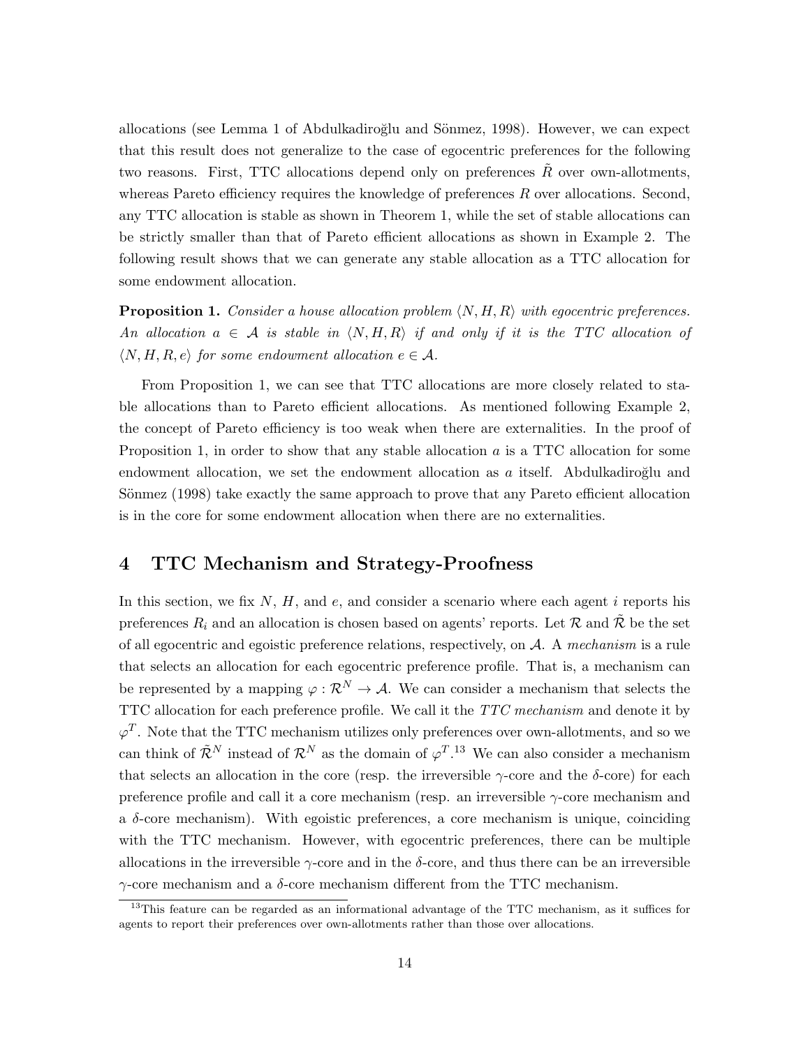allocations (see Lemma 1 of Abdulkadiroğlu and Sönmez, 1998). However, we can expect that this result does not generalize to the case of egocentric preferences for the following two reasons. First, TTC allocations depend only on preferences $\tilde{R}$ over own-allotments, whereas Pareto efficiency requires the knowledge of preferences $R$ over allocations. Second, any TTC allocation is stable as shown in Theorem 1, while the set of stable allocations can be strictly smaller than that of Pareto efficient allocations as shown in Example 2. The following result shows that we can generate any stable allocation as a TTC allocation for some endowment allocation.

**Proposition 1.** *Consider a house allocation problem $\langle N, H, R\rangle$ with egocentric preferences. An allocation $a \in \mathcal{A}$ is stable in $\langle N, H, R\rangle$ if and only if it is the TTC allocation of $\langle N, H, R, e\rangle$ for some endowment allocation $e \in \mathcal{A}$.*

From Proposition 1, we can see that TTC allocations are more closely related to stable allocations than to Pareto efficient allocations. As mentioned following Example 2, the concept of Pareto efficiency is too weak when there are externalities. In the proof of Proposition 1, in order to show that any stable allocation $a$ is a TTC allocation for some endowment allocation, we set the endowment allocation as $a$ itself. Abdulkadiroğlu and Sönmez (1998) take exactly the same approach to prove that any Pareto efficient allocation is in the core for some endowment allocation when there are no externalities.

## 4 TTC Mechanism and Strategy-Proofness

In this section, we fix $N$, $H$, and $e$, and consider a scenario where each agent $i$ reports his preferences $R_i$ and an allocation is chosen based on agents' reports. Let $\mathcal{R}$ and $\tilde{\mathcal{R}}$ be the set of all egocentric and egoistic preference relations, respectively, on $\mathcal{A}$. A *mechanism* is a rule that selects an allocation for each egocentric preference profile. That is, a mechanism can be represented by a mapping $\varphi : \mathcal{R}^N \to \mathcal{A}$. We can consider a mechanism that selects the TTC allocation for each preference profile. We call it the *TTC mechanism* and denote it by $\varphi^T$. Note that the TTC mechanism utilizes only preferences over own-allotments, and so we can think of $\tilde{\mathcal{R}}^N$ instead of $\mathcal{R}^N$ as the domain of $\varphi^T$.[13] We can also consider a mechanism that selects an allocation in the core (resp. the irreversible $\gamma$-core and the $\delta$-core) for each preference profile and call it a core mechanism (resp. an irreversible $\gamma$-core mechanism and a $\delta$-core mechanism). With egoistic preferences, a core mechanism is unique, coinciding with the TTC mechanism. However, with egocentric preferences, there can be multiple allocations in the irreversible $\gamma$-core and in the $\delta$-core, and thus there can be an irreversible $\gamma$-core mechanism and a $\delta$-core mechanism different from the TTC mechanism.

[13] This feature can be regarded as an informational advantage of the TTC mechanism, as it suffices for agents to report their preferences over own-allotments rather than those over allocations.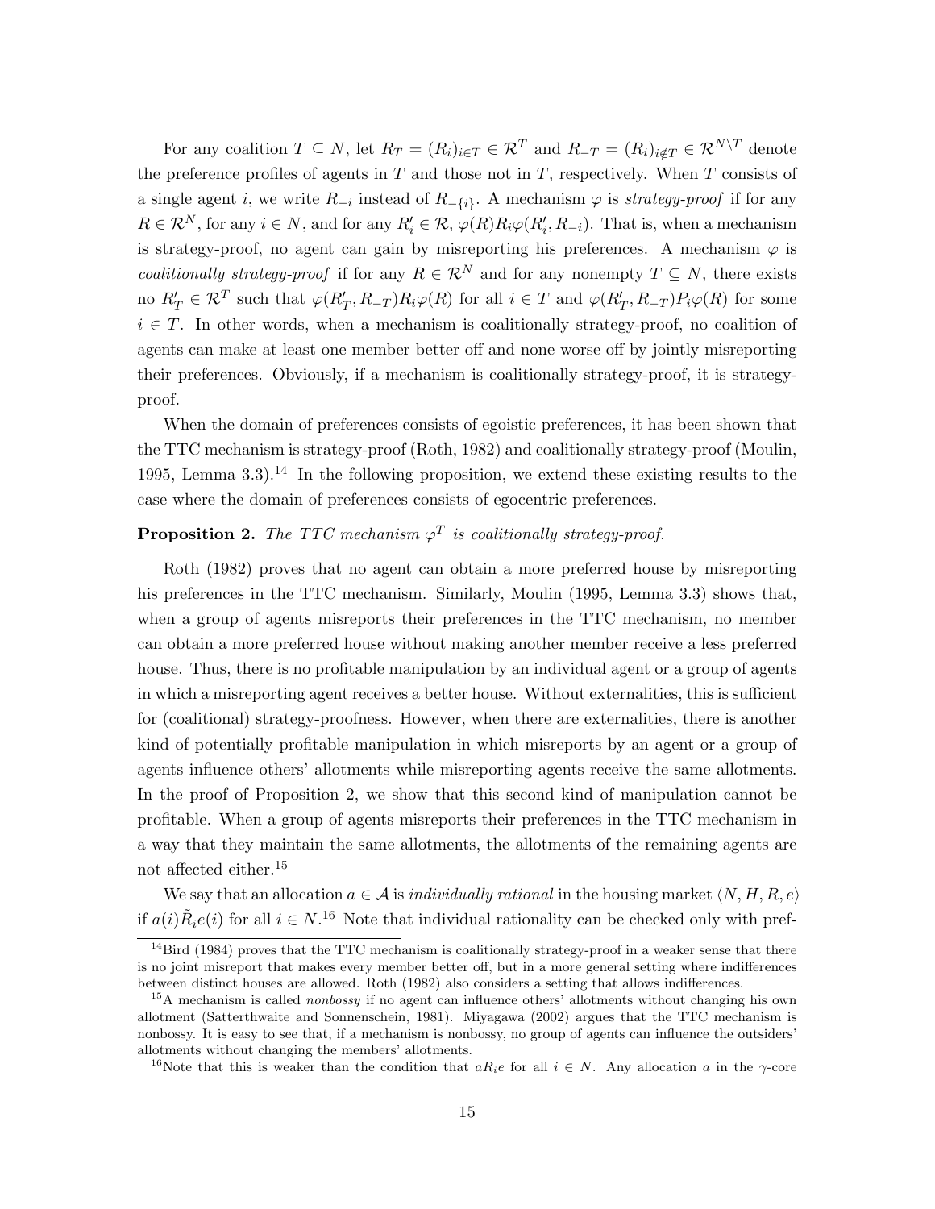For any coalition $T \subseteq N$, let $R_T = (R_i)_{i \in T} \in \mathcal{R}^T$ and $R_{-T} = (R_i)_{i \notin T} \in \mathcal{R}^{N \setminus T}$ denote the preference profiles of agents in $T$ and those not in $T$, respectively. When $T$ consists of a single agent $i$, we write $R_{-i}$ instead of $R_{-\{i\}}$. A mechanism $\varphi$ is *strategy-proof* if for any $R \in \mathcal{R}^N$, for any $i \in N$, and for any $R'_i \in \mathcal{R}$, $\varphi(R) R_i \varphi(R'_i, R_{-i})$. That is, when a mechanism is strategy-proof, no agent can gain by misreporting his preferences. A mechanism $\varphi$ is *coalitionally strategy-proof* if for any $R \in \mathcal{R}^N$ and for any nonempty $T \subseteq N$, there exists no $R'_T \in \mathcal{R}^T$ such that $\varphi(R'_T, R_{-T}) R_i \varphi(R)$ for all $i \in T$ and $\varphi(R'_T, R_{-T}) P_i \varphi(R)$ for some $i \in T$. In other words, when a mechanism is coalitionally strategy-proof, no coalition of agents can make at least one member better off and none worse off by jointly misreporting their preferences. Obviously, if a mechanism is coalitionally strategy-proof, it is strategy-proof.

When the domain of preferences consists of egoistic preferences, it has been shown that the TTC mechanism is strategy-proof (Roth, 1982) and coalitionally strategy-proof (Moulin, 1995, Lemma 3.3).[14] In the following proposition, we extend these existing results to the case where the domain of preferences consists of egocentric preferences.

**Proposition 2.** *The TTC mechanism $\varphi^T$ is coalitionally strategy-proof.*

Roth (1982) proves that no agent can obtain a more preferred house by misreporting his preferences in the TTC mechanism. Similarly, Moulin (1995, Lemma 3.3) shows that, when a group of agents misreports their preferences in the TTC mechanism, no member can obtain a more preferred house without making another member receive a less preferred house. Thus, there is no profitable manipulation by an individual agent or a group of agents in which a misreporting agent receives a better house. Without externalities, this is sufficient for (coalitional) strategy-proofness. However, when there are externalities, there is another kind of potentially profitable manipulation in which misreports by an agent or a group of agents influence others' allotments while misreporting agents receive the same allotments. In the proof of Proposition 2, we show that this second kind of manipulation cannot be profitable. When a group of agents misreports their preferences in the TTC mechanism in a way that they maintain the same allotments, the allotments of the remaining agents are not affected either.[15]

We say that an allocation $a \in \mathcal{A}$ is *individually rational* in the housing market $\langle N, H, R, e \rangle$ if $a(i) \tilde{R}_i e(i)$ for all $i \in N$.[16] Note that individual rationality can be checked only with pref-

[14] Bird (1984) proves that the TTC mechanism is coalitionally strategy-proof in a weaker sense that there is no joint misreport that makes every member better off, but in a more general setting where indifferences between distinct houses are allowed. Roth (1982) also considers a setting that allows indifferences.

[15] A mechanism is called *nonbossy* if no agent can influence others' allotments without changing his own allotment (Satterthwaite and Sonnenschein, 1981). Miyagawa (2002) argues that the TTC mechanism is nonbossy. It is easy to see that, if a mechanism is nonbossy, no group of agents can influence the outsiders' allotments without changing the members' allotments.

[16] Note that this is weaker than the condition that $a R_i e$ for all $i \in N$. Any allocation $a$ in the $\gamma$-core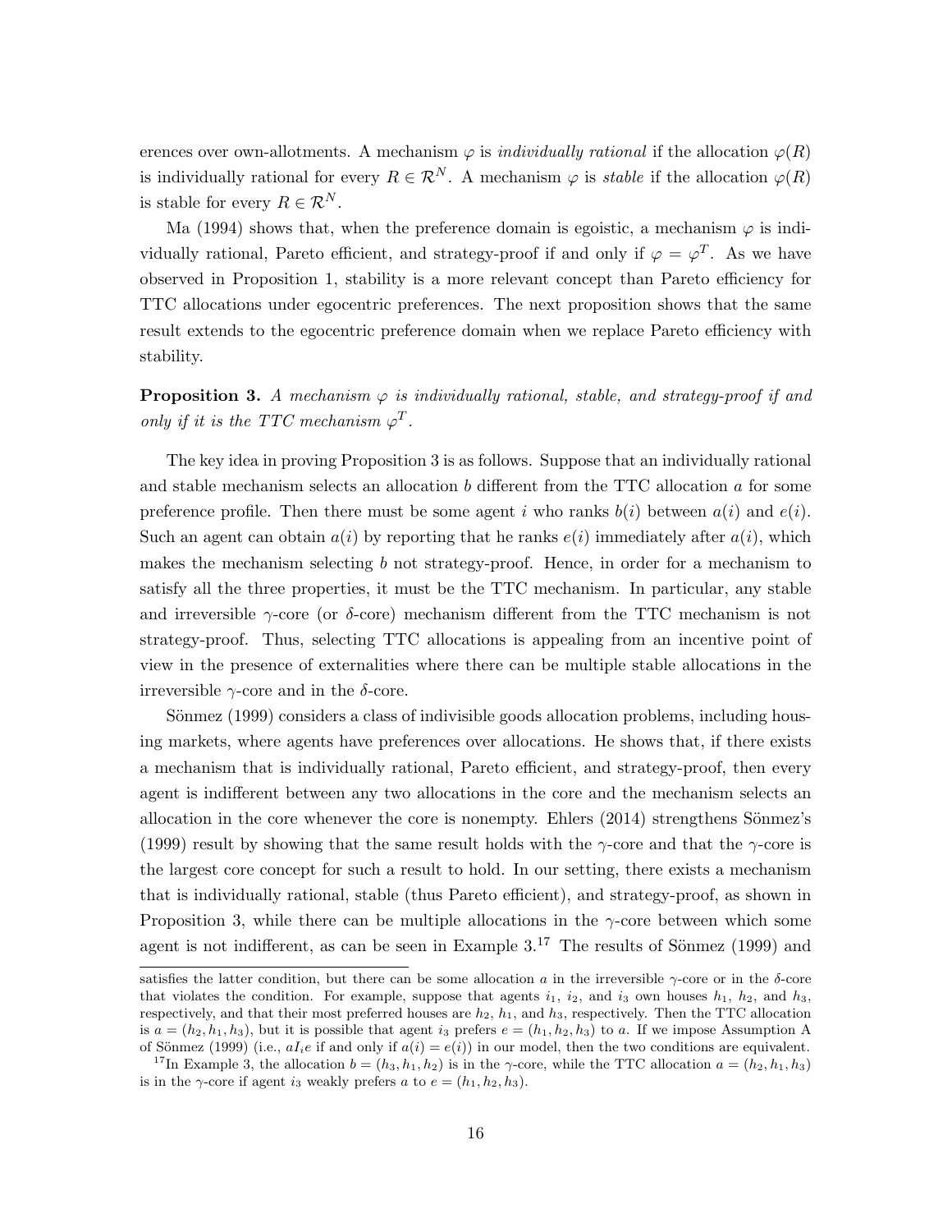erences over own-allotments. A mechanism $\varphi$ is *individually rational* if the allocation $\varphi(R)$ is individually rational for every $R \in \mathcal{R}^N$. A mechanism $\varphi$ is *stable* if the allocation $\varphi(R)$ is stable for every $R \in \mathcal{R}^N$.

Ma (1994) shows that, when the preference domain is egoistic, a mechanism $\varphi$ is individually rational, Pareto efficient, and strategy-proof if and only if $\varphi = \varphi^T$. As we have observed in Proposition 1, stability is a more relevant concept than Pareto efficiency for TTC allocations under egocentric preferences. The next proposition shows that the same result extends to the egocentric preference domain when we replace Pareto efficiency with stability.

**Proposition 3.** *A mechanism $\varphi$ is individually rational, stable, and strategy-proof if and only if it is the TTC mechanism $\varphi^T$.*

The key idea in proving Proposition 3 is as follows. Suppose that an individually rational and stable mechanism selects an allocation $b$ different from the TTC allocation $a$ for some preference profile. Then there must be some agent $i$ who ranks $b(i)$ between $a(i)$ and $e(i)$. Such an agent can obtain $a(i)$ by reporting that he ranks $e(i)$ immediately after $a(i)$, which makes the mechanism selecting $b$ not strategy-proof. Hence, in order for a mechanism to satisfy all the three properties, it must be the TTC mechanism. In particular, any stable and irreversible $\gamma$-core (or $\delta$-core) mechanism different from the TTC mechanism is not strategy-proof. Thus, selecting TTC allocations is appealing from an incentive point of view in the presence of externalities where there can be multiple stable allocations in the irreversible $\gamma$-core and in the $\delta$-core.

Sönmez (1999) considers a class of indivisible goods allocation problems, including housing markets, where agents have preferences over allocations. He shows that, if there exists a mechanism that is individually rational, Pareto efficient, and strategy-proof, then every agent is indifferent between any two allocations in the core and the mechanism selects an allocation in the core whenever the core is nonempty. Ehlers (2014) strengthens Sönmez's (1999) result by showing that the same result holds with the $\gamma$-core and that the $\gamma$-core is the largest core concept for such a result to hold. In our setting, there exists a mechanism that is individually rational, stable (thus Pareto efficient), and strategy-proof, as shown in Proposition 3, while there can be multiple allocations in the $\gamma$-core between which some agent is not indifferent, as can be seen in Example 3.[17] The results of Sönmez (1999) and

---

satisfies the latter condition, but there can be some allocation $a$ in the irreversible $\gamma$-core or in the $\delta$-core that violates the condition. For example, suppose that agents $i_1$, $i_2$, and $i_3$ own houses $h_1$, $h_2$, and $h_3$, respectively, and that their most preferred houses are $h_2$, $h_1$, and $h_3$, respectively. Then the TTC allocation is $a = (h_2, h_1, h_3)$, but it is possible that agent $i_3$ prefers $e = (h_1, h_2, h_3)$ to $a$. If we impose Assumption A of Sönmez (1999) (i.e., $aI_ie$ if and only if $a(i) = e(i)$) in our model, then the two conditions are equivalent.

[17] In Example 3, the allocation $b = (h_3, h_1, h_2)$ is in the $\gamma$-core, while the TTC allocation $a = (h_2, h_1, h_3)$ is in the $\gamma$-core if agent $i_3$ weakly prefers $a$ to $e = (h_1, h_2, h_3)$.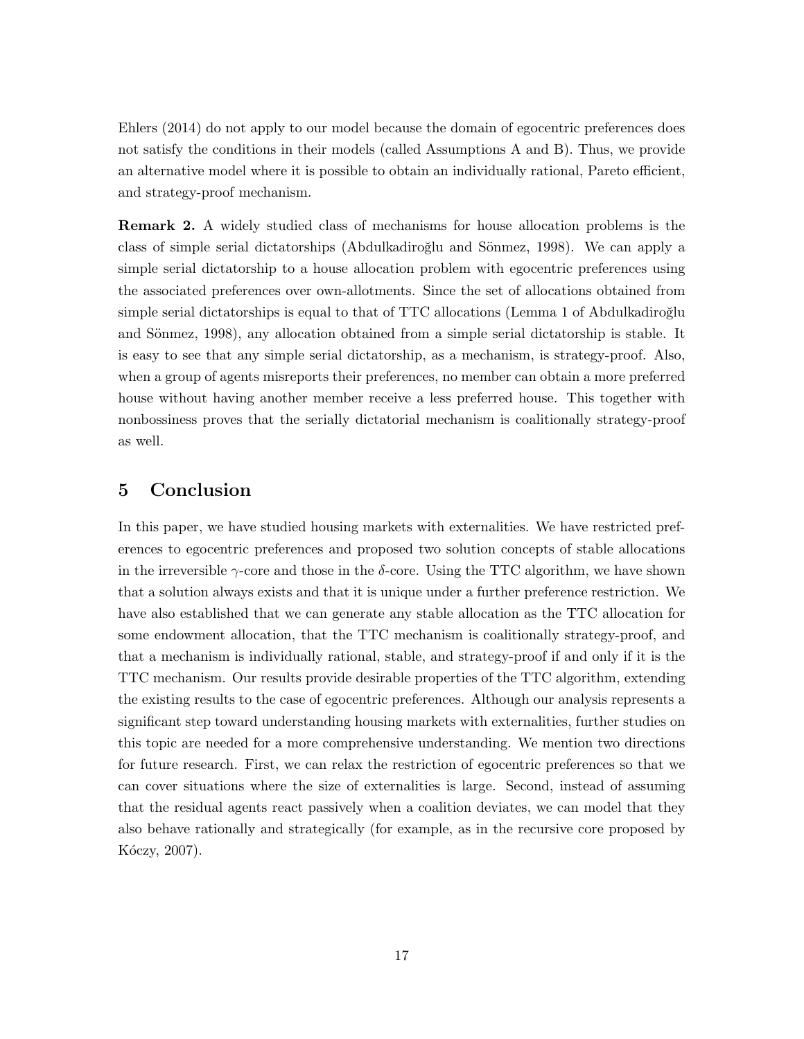Ehlers (2014) do not apply to our model because the domain of egocentric preferences does not satisfy the conditions in their models (called Assumptions A and B). Thus, we provide an alternative model where it is possible to obtain an individually rational, Pareto efficient, and strategy-proof mechanism.

**Remark 2.** A widely studied class of mechanisms for house allocation problems is the class of simple serial dictatorships (Abdulkadiroğlu and Sönmez, 1998). We can apply a simple serial dictatorship to a house allocation problem with egocentric preferences using the associated preferences over own-allotments. Since the set of allocations obtained from simple serial dictatorships is equal to that of TTC allocations (Lemma 1 of Abdulkadiroğlu and Sönmez, 1998), any allocation obtained from a simple serial dictatorship is stable. It is easy to see that any simple serial dictatorship, as a mechanism, is strategy-proof. Also, when a group of agents misreports their preferences, no member can obtain a more preferred house without having another member receive a less preferred house. This together with nonbossiness proves that the serially dictatorial mechanism is coalitionally strategy-proof as well.

# 5 Conclusion

In this paper, we have studied housing markets with externalities. We have restricted preferences to egocentric preferences and proposed two solution concepts of stable allocations in the irreversible $\gamma$-core and those in the $\delta$-core. Using the TTC algorithm, we have shown that a solution always exists and that it is unique under a further preference restriction. We have also established that we can generate any stable allocation as the TTC allocation for some endowment allocation, that the TTC mechanism is coalitionally strategy-proof, and that a mechanism is individually rational, stable, and strategy-proof if and only if it is the TTC mechanism. Our results provide desirable properties of the TTC algorithm, extending the existing results to the case of egocentric preferences. Although our analysis represents a significant step toward understanding housing markets with externalities, further studies on this topic are needed for a more comprehensive understanding. We mention two directions for future research. First, we can relax the restriction of egocentric preferences so that we can cover situations where the size of externalities is large. Second, instead of assuming that the residual agents react passively when a coalition deviates, we can model that they also behave rationally and strategically (for example, as in the recursive core proposed by Kóczy, 2007).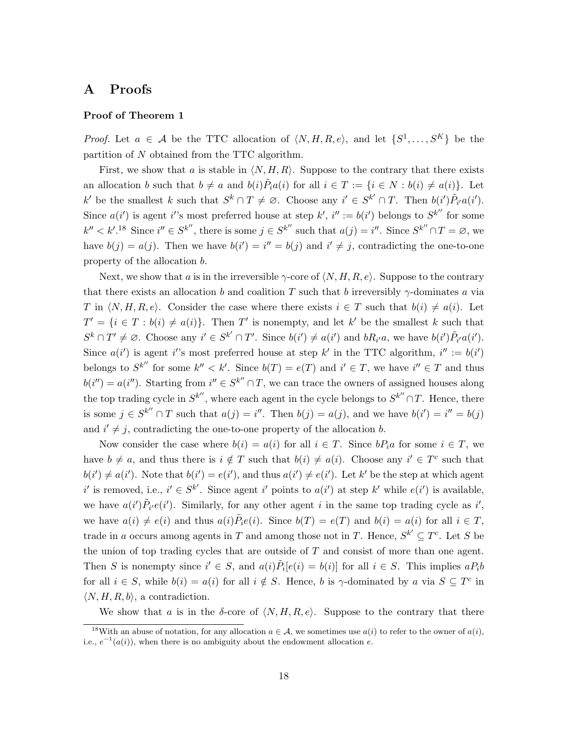# A Proofs

**Proof of Theorem 1**

*Proof.* Let $a \in \mathcal{A}$ be the TTC allocation of $\langle N, H, R, e\rangle$, and let $\{S^1, \ldots, S^K\}$ be the partition of $N$ obtained from the TTC algorithm.

First, we show that $a$ is stable in $\langle N, H, R\rangle$. Suppose to the contrary that there exists an allocation $b$ such that $b \neq a$ and $b(i)\tilde{P}_i a(i)$ for all $i \in T := \{i \in N : b(i) \neq a(i)\}$. Let $k'$ be the smallest $k$ such that $S^k \cap T \neq \varnothing$. Choose any $i' \in S^{k'} \cap T$. Then $b(i')\tilde{P}_{i'} a(i')$. Since $a(i')$ is agent $i'$'s most preferred house at step $k'$, $i'' := b(i')$ belongs to $S^{k''}$ for some $k'' < k'$.[18] Since $i'' \in S^{k''}$, there is some $j \in S^{k''}$ such that $a(j) = i''$. Since $S^{k''} \cap T = \varnothing$, we have $b(j) = a(j)$. Then we have $b(i') = i'' = b(j)$ and $i' \neq j$, contradicting the one-to-one property of the allocation $b$.

Next, we show that $a$ is in the irreversible $\gamma$-core of $\langle N, H, R, e\rangle$. Suppose to the contrary that there exists an allocation $b$ and coalition $T$ such that $b$ irreversibly $\gamma$-dominates $a$ via $T$ in $\langle N, H, R, e\rangle$. Consider the case where there exists $i \in T$ such that $b(i) \neq a(i)$. Let $T' = \{i \in T : b(i) \neq a(i)\}$. Then $T'$ is nonempty, and let $k'$ be the smallest $k$ such that $S^k \cap T' \neq \varnothing$. Choose any $i' \in S^{k'} \cap T'$. Since $b(i') \neq a(i')$ and $bR_{i'}a$, we have $b(i')\tilde{P}_{i'}a(i')$. Since $a(i')$ is agent $i'$'s most preferred house at step $k'$ in the TTC algorithm, $i'' := b(i')$ belongs to $S^{k''}$ for some $k'' < k'$. Since $b(T) = e(T)$ and $i' \in T$, we have $i'' \in T$ and thus $b(i'') = a(i'')$. Starting from $i'' \in S^{k''} \cap T$, we can trace the owners of assigned houses along the top trading cycle in $S^{k''}$, where each agent in the cycle belongs to $S^{k''} \cap T$. Hence, there is some $j \in S^{k''} \cap T$ such that $a(j) = i''$. Then $b(j) = a(j)$, and we have $b(i') = i'' = b(j)$ and $i' \neq j$, contradicting the one-to-one property of the allocation $b$.

Now consider the case where $b(i) = a(i)$ for all $i \in T$. Since $bP_ia$ for some $i \in T$, we have $b \neq a$, and thus there is $i \notin T$ such that $b(i) \neq a(i)$. Choose any $i' \in T^c$ such that $b(i') \neq a(i')$. Note that $b(i') = e(i')$, and thus $a(i') \neq e(i')$. Let $k'$ be the step at which agent $i'$ is removed, i.e., $i' \in S^{k'}$. Since agent $i'$ points to $a(i')$ at step $k'$ while $e(i')$ is available, we have $a(i')\tilde{P}_{i'}e(i')$. Similarly, for any other agent $i$ in the same top trading cycle as $i'$, we have $a(i) \neq e(i)$ and thus $a(i)\tilde{P}_ie(i)$. Since $b(T) = e(T)$ and $b(i) = a(i)$ for all $i \in T$, trade in $a$ occurs among agents in $T$ and among those not in $T$. Hence, $S^{k'} \subseteq T^c$. Let $S$ be the union of top trading cycles that are outside of $T$ and consist of more than one agent. Then $S$ is nonempty since $i' \in S$, and $a(i)\tilde{P}_i[e(i) = b(i)]$ for all $i \in S$. This implies $aP_ib$ for all $i \in S$, while $b(i) = a(i)$ for all $i \notin S$. Hence, $b$ is $\gamma$-dominated by $a$ via $S \subseteq T^c$ in $\langle N, H, R, b\rangle$, a contradiction.

We show that $a$ is in the $\delta$-core of $\langle N, H, R, e\rangle$. Suppose to the contrary that there

[18] With an abuse of notation, for any allocation $a \in \mathcal{A}$, we sometimes use $a(i)$ to refer to the owner of $a(i)$, i.e., $e^{-1}(a(i))$, when there is no ambiguity about the endowment allocation $e$.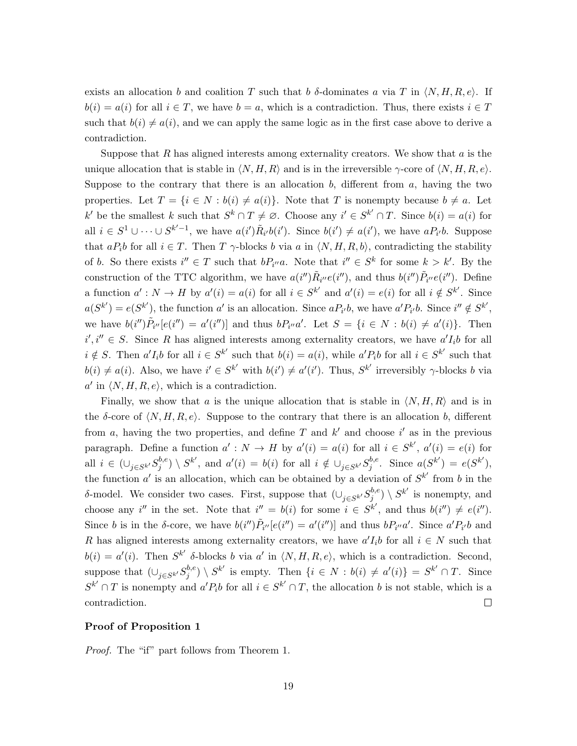exists an allocation $b$ and coalition $T$ such that $b$ $\delta$-dominates $a$ via $T$ in $\langle N, H, R, e\rangle$. If $b(i) = a(i)$ for all $i \in T$, we have $b = a$, which is a contradiction. Thus, there exists $i \in T$ such that $b(i) \neq a(i)$, and we can apply the same logic as in the first case above to derive a contradiction.

Suppose that $R$ has aligned interests among externality creators. We show that $a$ is the unique allocation that is stable in $\langle N, H, R\rangle$ and is in the irreversible $\gamma$-core of $\langle N, H, R, e\rangle$. Suppose to the contrary that there is an allocation $b$, different from $a$, having the two properties. Let $T = \{i \in N : b(i) \neq a(i)\}$. Note that $T$ is nonempty because $b \neq a$. Let $k'$ be the smallest $k$ such that $S^k \cap T \neq \varnothing$. Choose any $i' \in S^{k'} \cap T$. Since $b(i) = a(i)$ for all $i \in S^1 \cup \cdots \cup S^{k'-1}$, we have $a(i')\tilde{R}_{i'}b(i')$. Since $b(i') \neq a(i')$, we have $aP_{i'}b$. Suppose that $aP_ib$ for all $i \in T$. Then $T$ $\gamma$-blocks $b$ via $a$ in $\langle N, H, R, b\rangle$, contradicting the stability of $b$. So there exists $i'' \in T$ such that $bP_{i''}a$. Note that $i'' \in S^k$ for some $k > k'$. By the construction of the TTC algorithm, we have $a(i'')\tilde{R}_{i''}e(i'')$, and thus $b(i'')\tilde{P}_{i''}e(i'')$. Define a function $a' : N \to H$ by $a'(i) = a(i)$ for all $i \in S^{k'}$ and $a'(i) = e(i)$ for all $i \notin S^{k'}$. Since $a(S^{k'}) = e(S^{k'})$, the function $a'$ is an allocation. Since $aP_{i'}b$, we have $a'P_{i'}b$. Since $i'' \notin S^{k'}$, we have $b(i'')\tilde{P}_{i''}[e(i'') = a'(i'')]$ and thus $bP_{i''}a'$. Let $S = \{i \in N : b(i) \neq a'(i)\}$. Then $i', i'' \in S$. Since $R$ has aligned interests among externality creators, we have $a'I_ib$ for all $i \notin S$. Then $a'I_ib$ for all $i \in S^{k'}$ such that $b(i) = a(i)$, while $a'P_ib$ for all $i \in S^{k'}$ such that $b(i) \neq a(i)$. Also, we have $i' \in S^{k'}$ with $b(i') \neq a'(i')$. Thus, $S^{k'}$ irreversibly $\gamma$-blocks $b$ via $a'$ in $\langle N, H, R, e\rangle$, which is a contradiction.

Finally, we show that $a$ is the unique allocation that is stable in $\langle N, H, R\rangle$ and is in the $\delta$-core of $\langle N, H, R, e\rangle$. Suppose to the contrary that there is an allocation $b$, different from $a$, having the two properties, and define $T$ and $k'$ and choose $i'$ as in the previous paragraph. Define a function $a' : N \to H$ by $a'(i) = a(i)$ for all $i \in S^{k'}$, $a'(i) = e(i)$ for all $i \in (\cup_{j \in S^{k'}} S_j^{b,e}) \setminus S^{k'}$, and $a'(i) = b(i)$ for all $i \notin \cup_{j \in S^{k'}} S_j^{b,e}$. Since $a(S^{k'}) = e(S^{k'})$, the function $a'$ is an allocation, which can be obtained by a deviation of $S^{k'}$ from $b$ in the $\delta$-model. We consider two cases. First, suppose that $(\cup_{j \in S^{k'}} S_j^{b,e}) \setminus S^{k'}$ is nonempty, and choose any $i''$ in the set. Note that $i'' = b(i)$ for some $i \in S^{k'}$, and thus $b(i'') \neq e(i'')$. Since $b$ is in the $\delta$-core, we have $b(i'')\tilde{P}_{i''}[e(i'') = a'(i'')]$ and thus $bP_{i''}a'$. Since $a'P_{i'}b$ and $R$ has aligned interests among externality creators, we have $a'I_ib$ for all $i \in N$ such that $b(i) = a'(i)$. Then $S^{k'}$ $\delta$-blocks $b$ via $a'$ in $\langle N, H, R, e\rangle$, which is a contradiction. Second, suppose that $(\cup_{j \in S^{k'}} S_j^{b,e}) \setminus S^{k'}$ is empty. Then $\{i \in N : b(i) \neq a'(i)\} = S^{k'} \cap T$. Since $S^{k'} \cap T$ is nonempty and $a'P_ib$ for all $i \in S^{k'} \cap T$, the allocation $b$ is not stable, which is a contradiction. $\square$

### Proof of Proposition 1

*Proof.* The "if" part follows from Theorem 1.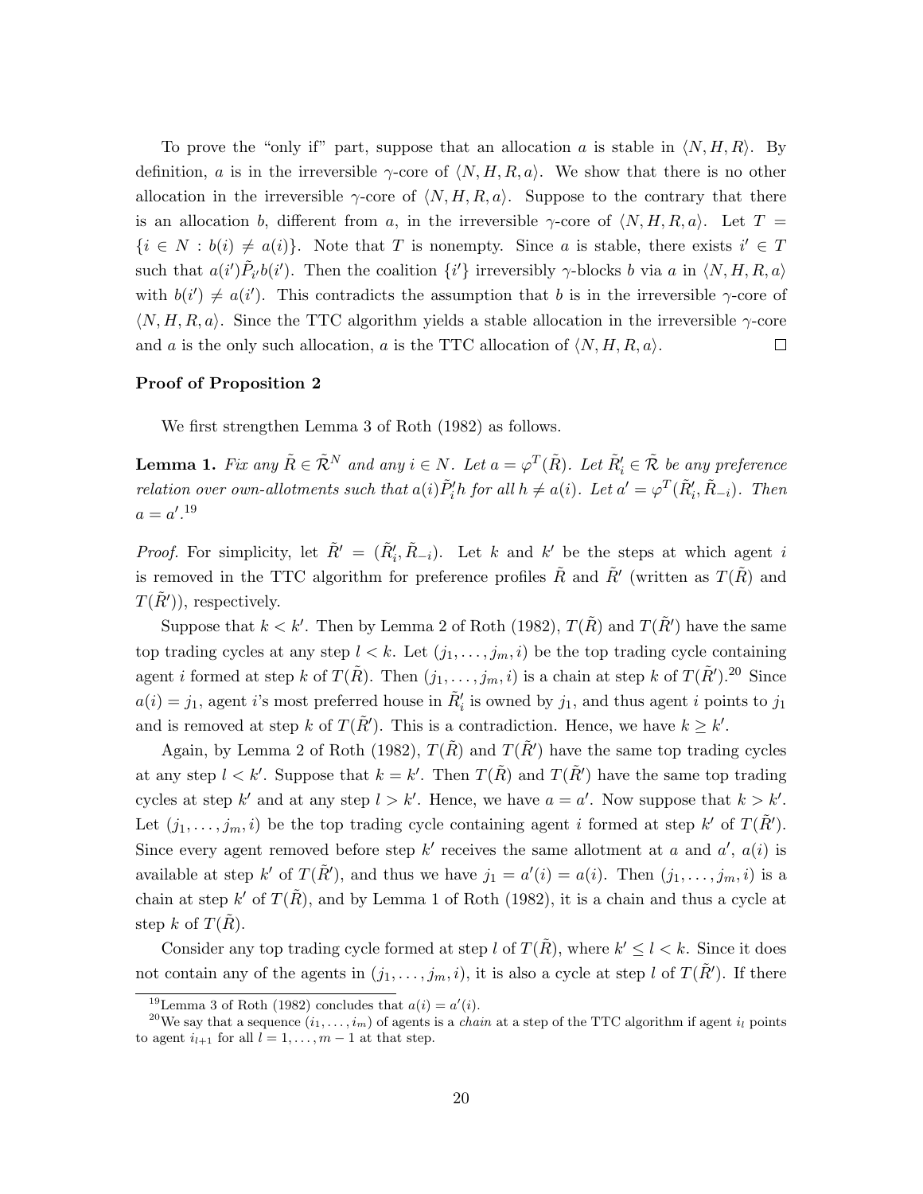To prove the "only if" part, suppose that an allocation $a$ is stable in $\langle N, H, R \rangle$. By definition, $a$ is in the irreversible $\gamma$-core of $\langle N, H, R, a \rangle$. We show that there is no other allocation in the irreversible $\gamma$-core of $\langle N, H, R, a \rangle$. Suppose to the contrary that there is an allocation $b$, different from $a$, in the irreversible $\gamma$-core of $\langle N, H, R, a \rangle$. Let $T = \{i \in N : b(i) \neq a(i)\}$. Note that $T$ is nonempty. Since $a$ is stable, there exists $i' \in T$ such that $a(i') \tilde{P}_{i'} b(i')$. Then the coalition $\{i'\}$ irreversibly $\gamma$-blocks $b$ via $a$ in $\langle N, H, R, a \rangle$ with $b(i') \neq a(i')$. This contradicts the assumption that $b$ is in the irreversible $\gamma$-core of $\langle N, H, R, a \rangle$. Since the TTC algorithm yields a stable allocation in the irreversible $\gamma$-core and $a$ is the only such allocation, $a$ is the TTC allocation of $\langle N, H, R, a \rangle$. $\square$

**Proof of Proposition 2**

We first strengthen Lemma 3 of Roth (1982) as follows.

**Lemma 1.** *Fix any $\tilde{R} \in \tilde{\mathcal{R}}^N$ and any $i \in N$. Let $a = \varphi^T(\tilde{R})$. Let $\tilde{R}'_i \in \tilde{\mathcal{R}}$ be any preference relation over own-allotments such that $a(i) \tilde{P}'_i h$ for all $h \neq a(i)$. Let $a' = \varphi^T(\tilde{R}'_i, \tilde{R}_{-i})$. Then $a = a'$.*[19]

*Proof.* For simplicity, let $\tilde{R}' = (\tilde{R}'_i, \tilde{R}_{-i})$. Let $k$ and $k'$ be the steps at which agent $i$ is removed in the TTC algorithm for preference profiles $\tilde{R}$ and $\tilde{R}'$ (written as $T(\tilde{R})$ and $T(\tilde{R}')$), respectively.

Suppose that $k < k'$. Then by Lemma 2 of Roth (1982), $T(\tilde{R})$ and $T(\tilde{R}')$ have the same top trading cycles at any step $l < k$. Let $(j_1, \ldots, j_m, i)$ be the top trading cycle containing agent $i$ formed at step $k$ of $T(\tilde{R})$. Then $(j_1, \ldots, j_m, i)$ is a chain at step $k$ of $T(\tilde{R}')$.[20] Since $a(i) = j_1$, agent $i$'s most preferred house in $\tilde{R}'_i$ is owned by $j_1$, and thus agent $i$ points to $j_1$ and is removed at step $k$ of $T(\tilde{R}')$. This is a contradiction. Hence, we have $k \geq k'$.

Again, by Lemma 2 of Roth (1982), $T(\tilde{R})$ and $T(\tilde{R}')$ have the same top trading cycles at any step $l < k'$. Suppose that $k = k'$. Then $T(\tilde{R})$ and $T(\tilde{R}')$ have the same top trading cycles at step $k'$ and at any step $l > k'$. Hence, we have $a = a'$. Now suppose that $k > k'$. Let $(j_1, \ldots, j_m, i)$ be the top trading cycle containing agent $i$ formed at step $k'$ of $T(\tilde{R}')$. Since every agent removed before step $k'$ receives the same allotment at $a$ and $a'$, $a(i)$ is available at step $k'$ of $T(\tilde{R}')$, and thus we have $j_1 = a'(i) = a(i)$. Then $(j_1, \ldots, j_m, i)$ is a chain at step $k'$ of $T(\tilde{R})$, and by Lemma 1 of Roth (1982), it is a chain and thus a cycle at step $k$ of $T(\tilde{R})$.

Consider any top trading cycle formed at step $l$ of $T(\tilde{R})$, where $k' \leq l < k$. Since it does not contain any of the agents in $(j_1, \ldots, j_m, i)$, it is also a cycle at step $l$ of $T(\tilde{R}')$. If there

[19] Lemma 3 of Roth (1982) concludes that $a(i) = a'(i)$.

[20] We say that a sequence $(i_1, \ldots, i_m)$ of agents is a *chain* at a step of the TTC algorithm if agent $i_l$ points to agent $i_{l+1}$ for all $l = 1, \ldots, m-1$ at that step.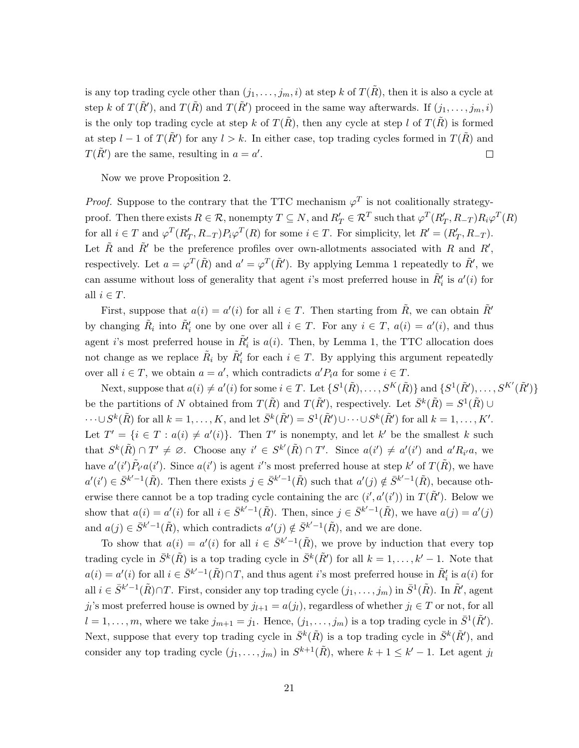is any top trading cycle other than $(j_1, \ldots, j_m, i)$ at step $k$ of $T(\tilde{R})$, then it is also a cycle at step $k$ of $T(\tilde{R}')$, and $T(\tilde{R})$ and $T(\tilde{R}')$ proceed in the same way afterwards. If $(j_1, \ldots, j_m, i)$ is the only top trading cycle at step $k$ of $T(\tilde{R})$, then any cycle at step $l$ of $T(\tilde{R})$ is formed at step $l-1$ of $T(\tilde{R}')$ for any $l > k$. In either case, top trading cycles formed in $T(\tilde{R})$ and $T(\tilde{R}')$ are the same, resulting in $a = a'$. □

Now we prove Proposition 2.

*Proof.* Suppose to the contrary that the TTC mechanism $\varphi^T$ is not coalitionally strategy-proof. Then there exists $R \in \mathcal{R}$, nonempty $T \subseteq N$, and $R'_T \in \mathcal{R}^T$ such that $\varphi^T(R'_T, R_{-T}) R_i \varphi^T(R)$ for all $i \in T$ and $\varphi^T(R'_T, R_{-T}) P_i \varphi^T(R)$ for some $i \in T$. For simplicity, let $R' = (R'_T, R_{-T})$. Let $\tilde{R}$ and $\tilde{R}'$ be the preference profiles over own-allotments associated with $R$ and $R'$, respectively. Let $a = \varphi^T(\tilde{R})$ and $a' = \varphi^T(\tilde{R}')$. By applying Lemma 1 repeatedly to $\tilde{R}'$, we can assume without loss of generality that agent $i$'s most preferred house in $\tilde{R}'_i$ is $a'(i)$ for all $i \in T$.

First, suppose that $a(i) = a'(i)$ for all $i \in T$. Then starting from $\tilde{R}$, we can obtain $\tilde{R}'$ by changing $\tilde{R}_i$ into $\tilde{R}'_i$ one by one over all $i \in T$. For any $i \in T$, $a(i) = a'(i)$, and thus agent $i$'s most preferred house in $\tilde{R}'_i$ is $a(i)$. Then, by Lemma 1, the TTC allocation does not change as we replace $\tilde{R}_i$ by $\tilde{R}'_i$ for each $i \in T$. By applying this argument repeatedly over all $i \in T$, we obtain $a = a'$, which contradicts $a' P_i a$ for some $i \in T$.

Next, suppose that $a(i) \neq a'(i)$ for some $i \in T$. Let $\{S^1(\tilde{R}), \ldots, S^K(\tilde{R})\}$ and $\{S^1(\tilde{R}'), \ldots, S^{K'}(\tilde{R}')\}$ be the partitions of $N$ obtained from $T(\tilde{R})$ and $T(\tilde{R}')$, respectively. Let $\bar{S}^k(\tilde{R}) = S^1(\tilde{R}) \cup \cdots \cup S^k(\tilde{R})$ for all $k = 1, \ldots, K$, and let $\bar{S}^k(\tilde{R}') = S^1(\tilde{R}') \cup \cdots \cup S^k(\tilde{R}')$ for all $k = 1, \ldots, K'$. Let $T' = \{i \in T : a(i) \neq a'(i)\}$. Then $T'$ is nonempty, and let $k'$ be the smallest $k$ such that $S^k(\tilde{R}) \cap T' \neq \varnothing$. Choose any $i' \in S^{k'}(\tilde{R}) \cap T'$. Since $a(i') \neq a'(i')$ and $a' R_{i'} a$, we have $a'(i') \tilde{P}_{i'} a(i')$. Since $a(i')$ is agent $i'$'s most preferred house at step $k'$ of $T(\tilde{R})$, we have $a'(i') \in \bar{S}^{k'-1}(\tilde{R})$. Then there exists $j \in \bar{S}^{k'-1}(\tilde{R})$ such that $a'(j) \notin \bar{S}^{k'-1}(\tilde{R})$, because otherwise there cannot be a top trading cycle containing the arc $(i', a'(i'))$ in $T(\tilde{R}')$. Below we show that $a(i) = a'(i)$ for all $i \in \bar{S}^{k'-1}(\tilde{R})$. Then, since $j \in \bar{S}^{k'-1}(\tilde{R})$, we have $a(j) = a'(j)$ and $a(j) \in \bar{S}^{k'-1}(\tilde{R})$, which contradicts $a'(j) \notin \bar{S}^{k'-1}(\tilde{R})$, and we are done.

To show that $a(i) = a'(i)$ for all $i \in \bar{S}^{k'-1}(\tilde{R})$, we prove by induction that every top trading cycle in $\bar{S}^k(\tilde{R})$ is a top trading cycle in $\bar{S}^k(\tilde{R}')$ for all $k = 1, \ldots, k'-1$. Note that $a(i) = a'(i)$ for all $i \in \bar{S}^{k'-1}(\tilde{R}) \cap T$, and thus agent $i$'s most preferred house in $\tilde{R}'_i$ is $a(i)$ for all $i \in \bar{S}^{k'-1}(\tilde{R}) \cap T$. First, consider any top trading cycle $(j_1, \ldots, j_m)$ in $\bar{S}^1(\tilde{R})$. In $\tilde{R}'$, agent $j_l$'s most preferred house is owned by $j_{l+1} = a(j_l)$, regardless of whether $j_l \in T$ or not, for all $l = 1, \ldots, m$, where we take $j_{m+1} = j_1$. Hence, $(j_1, \ldots, j_m)$ is a top trading cycle in $\bar{S}^1(\tilde{R}')$. Next, suppose that every top trading cycle in $\bar{S}^k(\tilde{R})$ is a top trading cycle in $\bar{S}^k(\tilde{R}')$, and consider any top trading cycle $(j_1, \ldots, j_m)$ in $S^{k+1}(\tilde{R})$, where $k+1 \leq k'-1$. Let agent $j_l$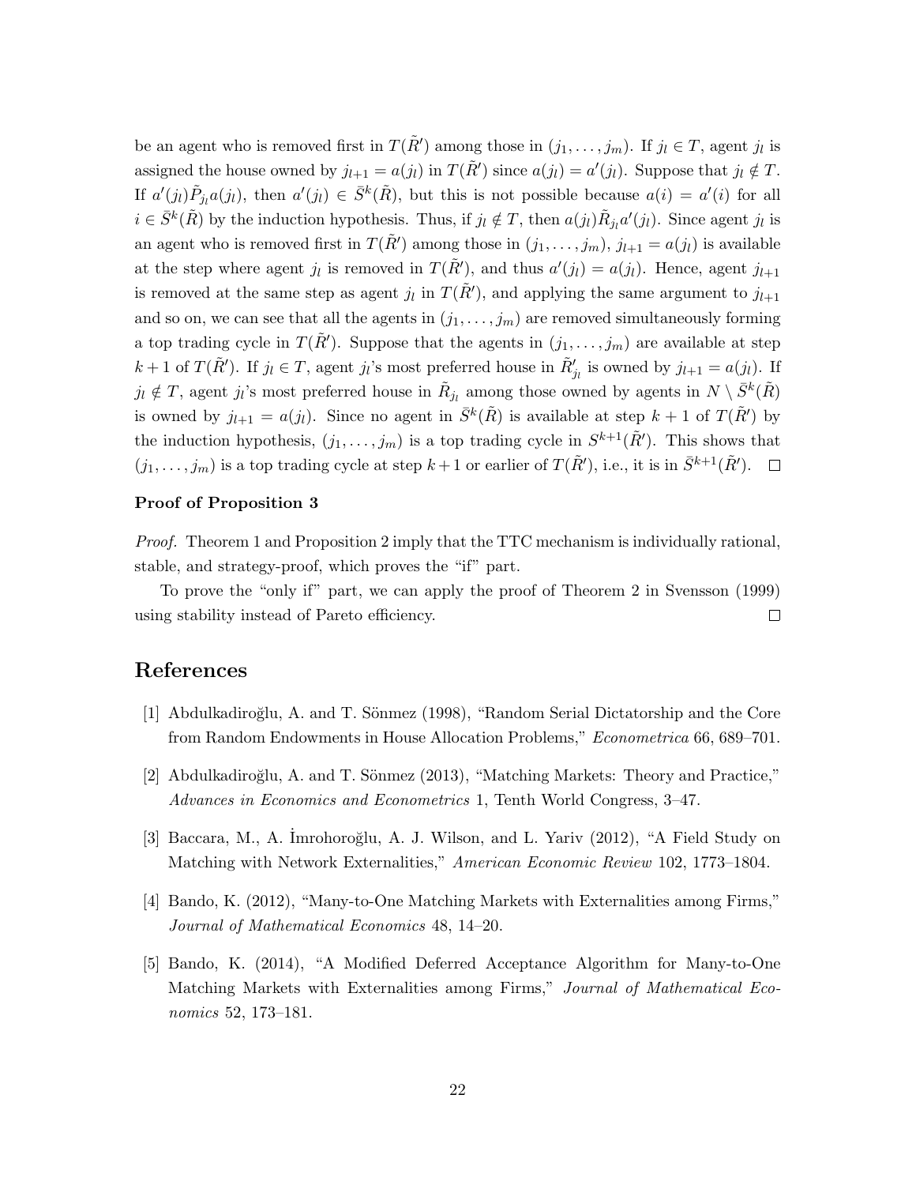be an agent who is removed first in $T(\tilde{R}')$ among those in $(j_1, \ldots, j_m)$. If $j_l \in T$, agent $j_l$ is assigned the house owned by $j_{l+1} = a(j_l)$ in $T(\tilde{R}')$ since $a(j_l) = a'(j_l)$. Suppose that $j_l \notin T$. If $a'(j_l)\tilde{P}_{j_l}a(j_l)$, then $a'(j_l) \in \bar{S}^k(\tilde{R})$, but this is not possible because $a(i) = a'(i)$ for all $i \in \bar{S}^k(\tilde{R})$ by the induction hypothesis. Thus, if $j_l \notin T$, then $a(j_l)\tilde{R}_{j_l}a'(j_l)$. Since agent $j_l$ is an agent who is removed first in $T(\tilde{R}')$ among those in $(j_1, \ldots, j_m)$, $j_{l+1} = a(j_l)$ is available at the step where agent $j_l$ is removed in $T(\tilde{R}')$, and thus $a'(j_l) = a(j_l)$. Hence, agent $j_{l+1}$ is removed at the same step as agent $j_l$ in $T(\tilde{R}')$, and applying the same argument to $j_{l+1}$ and so on, we can see that all the agents in $(j_1, \ldots, j_m)$ are removed simultaneously forming a top trading cycle in $T(\tilde{R}')$. Suppose that the agents in $(j_1, \ldots, j_m)$ are available at step $k+1$ of $T(\tilde{R}')$. If $j_l \in T$, agent $j_l$'s most preferred house in $\tilde{R}'_{j_l}$ is owned by $j_{l+1} = a(j_l)$. If $j_l \notin T$, agent $j_l$'s most preferred house in $\tilde{R}_{j_l}$ among those owned by agents in $N \setminus \bar{S}^k(\tilde{R})$ is owned by $j_{l+1} = a(j_l)$. Since no agent in $\bar{S}^k(\tilde{R})$ is available at step $k+1$ of $T(\tilde{R}')$ by the induction hypothesis, $(j_1, \ldots, j_m)$ is a top trading cycle in $S^{k+1}(\tilde{R}')$. This shows that $(j_1, \ldots, j_m)$ is a top trading cycle at step $k+1$ or earlier of $T(\tilde{R}')$, i.e., it is in $\bar{S}^{k+1}(\tilde{R}')$. $\square$

**Proof of Proposition 3**

*Proof.* Theorem 1 and Proposition 2 imply that the TTC mechanism is individually rational, stable, and strategy-proof, which proves the "if" part.

To prove the "only if" part, we can apply the proof of Theorem 2 in Svensson (1999) using stability instead of Pareto efficiency. $\square$

## References

[1] Abdulkadiroğlu, A. and T. Sönmez (1998), "Random Serial Dictatorship and the Core from Random Endowments in House Allocation Problems," *Econometrica* 66, 689–701.

[2] Abdulkadiroğlu, A. and T. Sönmez (2013), "Matching Markets: Theory and Practice," *Advances in Economics and Econometrics* 1, Tenth World Congress, 3–47.

[3] Baccara, M., A. İmrohoroğlu, A. J. Wilson, and L. Yariv (2012), "A Field Study on Matching with Network Externalities," *American Economic Review* 102, 1773–1804.

[4] Bando, K. (2012), "Many-to-One Matching Markets with Externalities among Firms," *Journal of Mathematical Economics* 48, 14–20.

[5] Bando, K. (2014), "A Modified Deferred Acceptance Algorithm for Many-to-One Matching Markets with Externalities among Firms," *Journal of Mathematical Economics* 52, 173–181.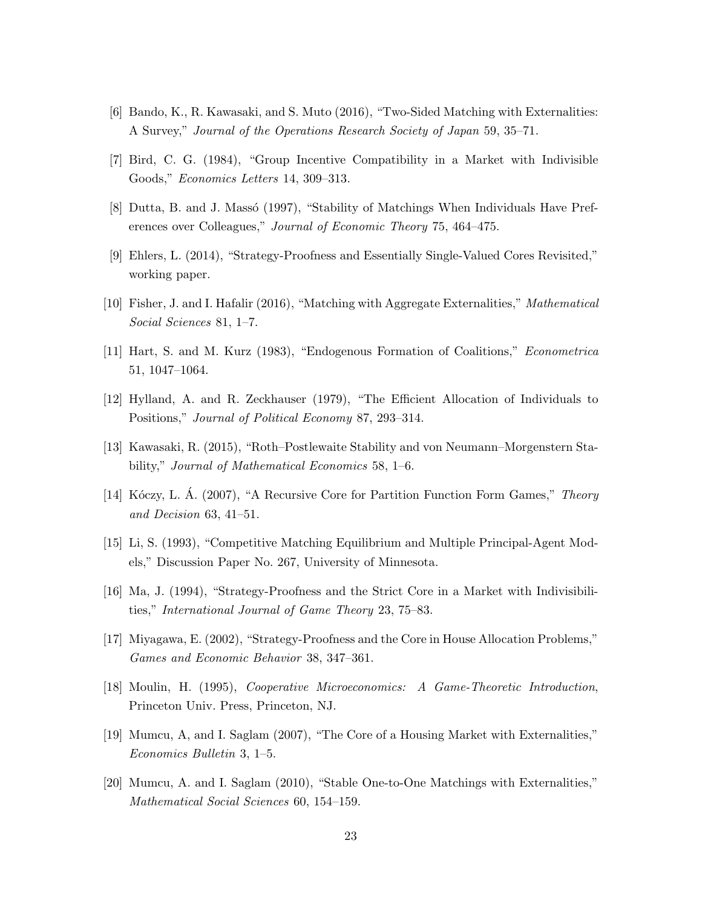[6] Bando, K., R. Kawasaki, and S. Muto (2016), "Two-Sided Matching with Externalities: A Survey," *Journal of the Operations Research Society of Japan* 59, 35–71.

[7] Bird, C. G. (1984), "Group Incentive Compatibility in a Market with Indivisible Goods," *Economics Letters* 14, 309–313.

[8] Dutta, B. and J. Massó (1997), "Stability of Matchings When Individuals Have Preferences over Colleagues," *Journal of Economic Theory* 75, 464–475.

[9] Ehlers, L. (2014), "Strategy-Proofness and Essentially Single-Valued Cores Revisited," working paper.

[10] Fisher, J. and I. Hafalir (2016), "Matching with Aggregate Externalities," *Mathematical Social Sciences* 81, 1–7.

[11] Hart, S. and M. Kurz (1983), "Endogenous Formation of Coalitions," *Econometrica* 51, 1047–1064.

[12] Hylland, A. and R. Zeckhauser (1979), "The Efficient Allocation of Individuals to Positions," *Journal of Political Economy* 87, 293–314.

[13] Kawasaki, R. (2015), "Roth–Postlewaite Stability and von Neumann–Morgenstern Stability," *Journal of Mathematical Economics* 58, 1–6.

[14] Kóczy, L. Á. (2007), "A Recursive Core for Partition Function Form Games," *Theory and Decision* 63, 41–51.

[15] Li, S. (1993), "Competitive Matching Equilibrium and Multiple Principal-Agent Models," Discussion Paper No. 267, University of Minnesota.

[16] Ma, J. (1994), "Strategy-Proofness and the Strict Core in a Market with Indivisibilities," *International Journal of Game Theory* 23, 75–83.

[17] Miyagawa, E. (2002), "Strategy-Proofness and the Core in House Allocation Problems," *Games and Economic Behavior* 38, 347–361.

[18] Moulin, H. (1995), *Cooperative Microeconomics: A Game-Theoretic Introduction*, Princeton Univ. Press, Princeton, NJ.

[19] Mumcu, A, and I. Saglam (2007), "The Core of a Housing Market with Externalities," *Economics Bulletin* 3, 1–5.

[20] Mumcu, A. and I. Saglam (2010), "Stable One-to-One Matchings with Externalities," *Mathematical Social Sciences* 60, 154–159.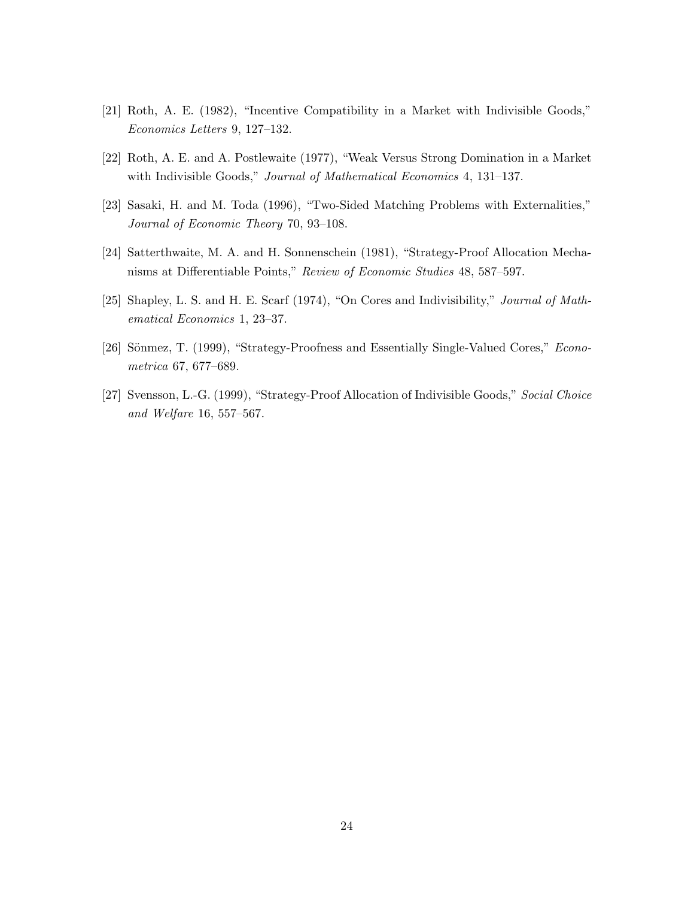[21] Roth, A. E. (1982), "Incentive Compatibility in a Market with Indivisible Goods," *Economics Letters* 9, 127–132.

[22] Roth, A. E. and A. Postlewaite (1977), "Weak Versus Strong Domination in a Market with Indivisible Goods," *Journal of Mathematical Economics* 4, 131–137.

[23] Sasaki, H. and M. Toda (1996), "Two-Sided Matching Problems with Externalities," *Journal of Economic Theory* 70, 93–108.

[24] Satterthwaite, M. A. and H. Sonnenschein (1981), "Strategy-Proof Allocation Mechanisms at Differentiable Points," *Review of Economic Studies* 48, 587–597.

[25] Shapley, L. S. and H. E. Scarf (1974), "On Cores and Indivisibility," *Journal of Mathematical Economics* 1, 23–37.

[26] Sönmez, T. (1999), "Strategy-Proofness and Essentially Single-Valued Cores," *Econometrica* 67, 677–689.

[27] Svensson, L.-G. (1999), "Strategy-Proof Allocation of Indivisible Goods," *Social Choice and Welfare* 16, 557–567.